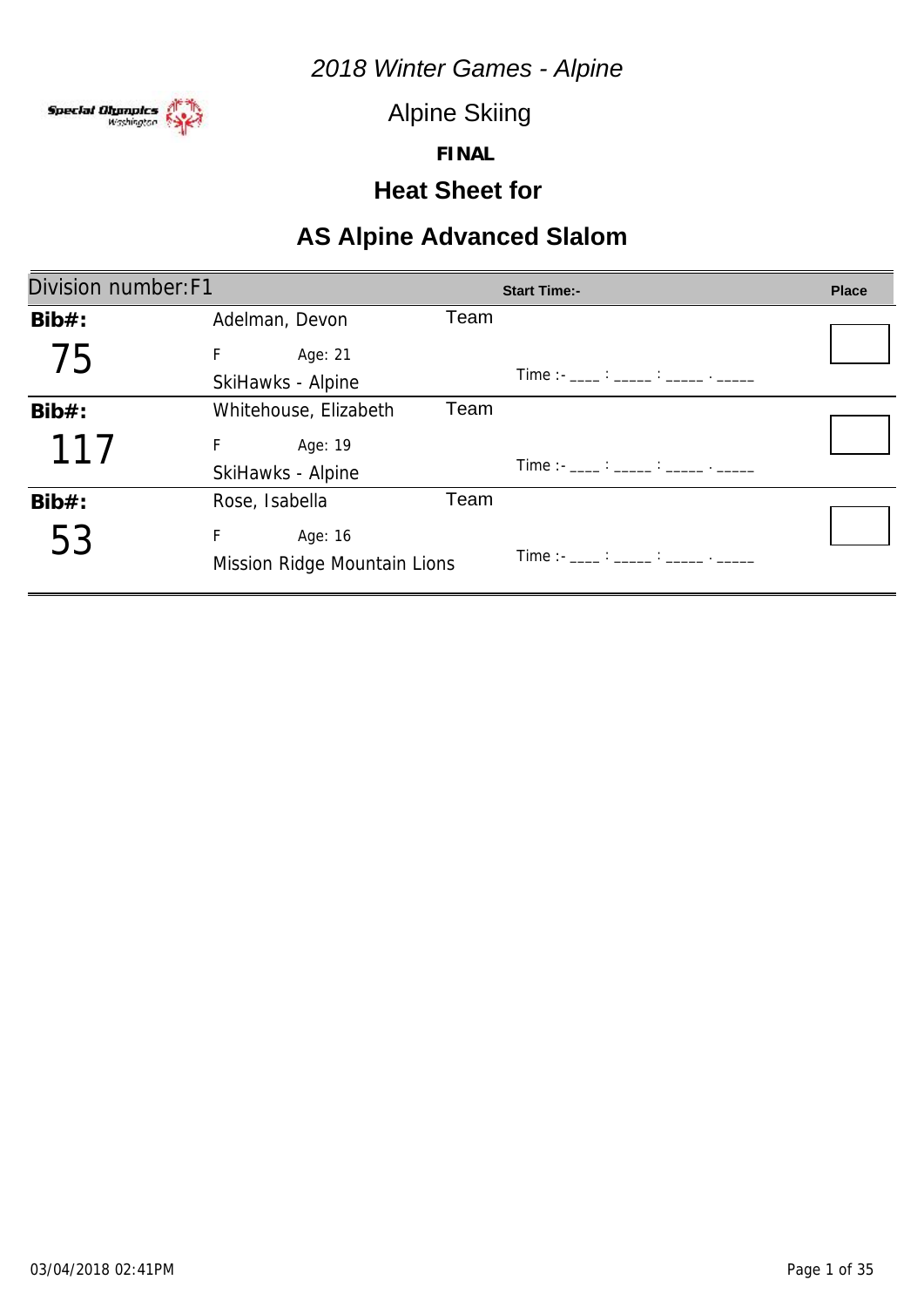*2018 Winter Games - Alpine*

Alpine Skiing

**FINAL**

## Heat Sheet for

## AS Alpine Advanced Slalom

| Division number:F1 | | | Start Time:- | Place |
|---|---|---|---|---|
| **Bib#:** 75 | Adelman, Devon<br>F Age: 21<br>SkiHawks - Alpine | Team | Time :- ____ : _____ : _____ . _____ | |
| **Bib#:** 117 | Whitehouse, Elizabeth<br>F Age: 19<br>SkiHawks - Alpine | Team | Time :- ____ : _____ : _____ . _____ | |
| **Bib#:** 53 | Rose, Isabella<br>F Age: 16<br>Mission Ridge Mountain Lions | Team | Time :- ____ : _____ : _____ . _____ | |

03/04/2018 02:41PM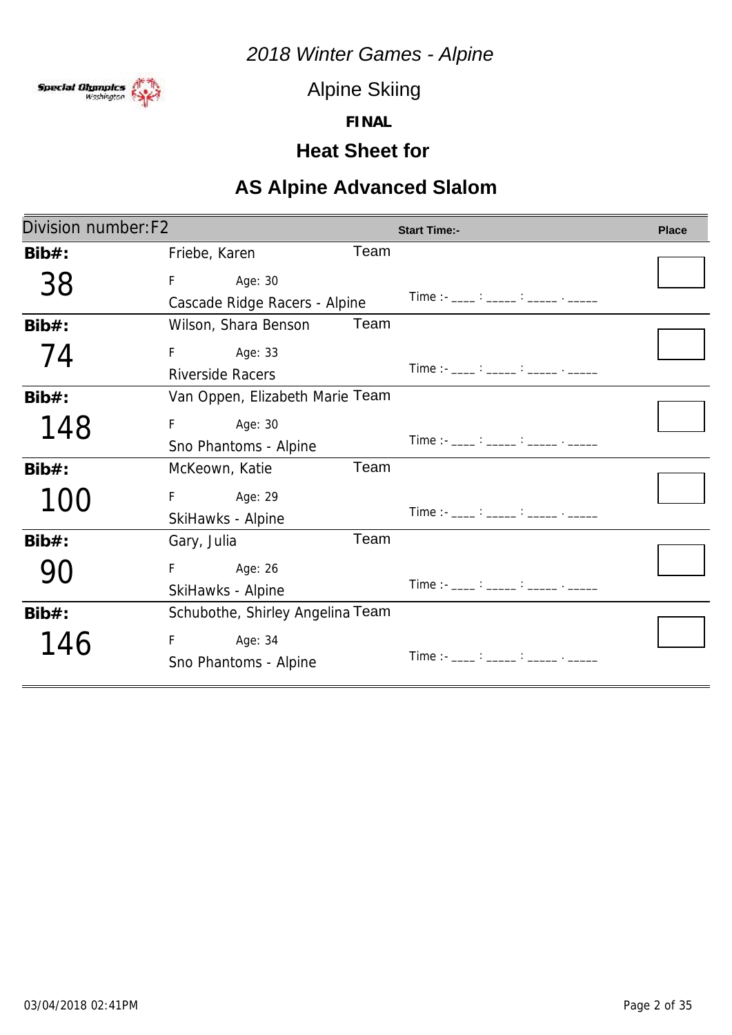*2018 Winter Games - Alpine*

Alpine Skiing

**FINAL**

## Heat Sheet for

## AS Alpine Advanced Slalom

| Division number:F2 | | Start Time:- | Place |
|---|---|---|---|
| **Bib#:** 38 | Friebe, Karen — Team<br>F Age: 30<br>Cascade Ridge Racers - Alpine | Time :- ____ : _____ : _____ . _____ | |
| **Bib#:** 74 | Wilson, Shara Benson — Team<br>F Age: 33<br>Riverside Racers | Time :- ____ : _____ : _____ . _____ | |
| **Bib#:** 148 | Van Oppen, Elizabeth Marie — Team<br>F Age: 30<br>Sno Phantoms - Alpine | Time :- ____ : _____ : _____ . _____ | |
| **Bib#:** 100 | McKeown, Katie — Team<br>F Age: 29<br>SkiHawks - Alpine | Time :- ____ : _____ : _____ . _____ | |
| **Bib#:** 90 | Gary, Julia — Team<br>F Age: 26<br>SkiHawks - Alpine | Time :- ____ : _____ : _____ . _____ | |
| **Bib#:** 146 | Schubothe, Shirley Angelina — Team<br>F Age: 34<br>Sno Phantoms - Alpine | Time :- ____ : _____ : _____ . _____ | |

03/04/2018 02:41PM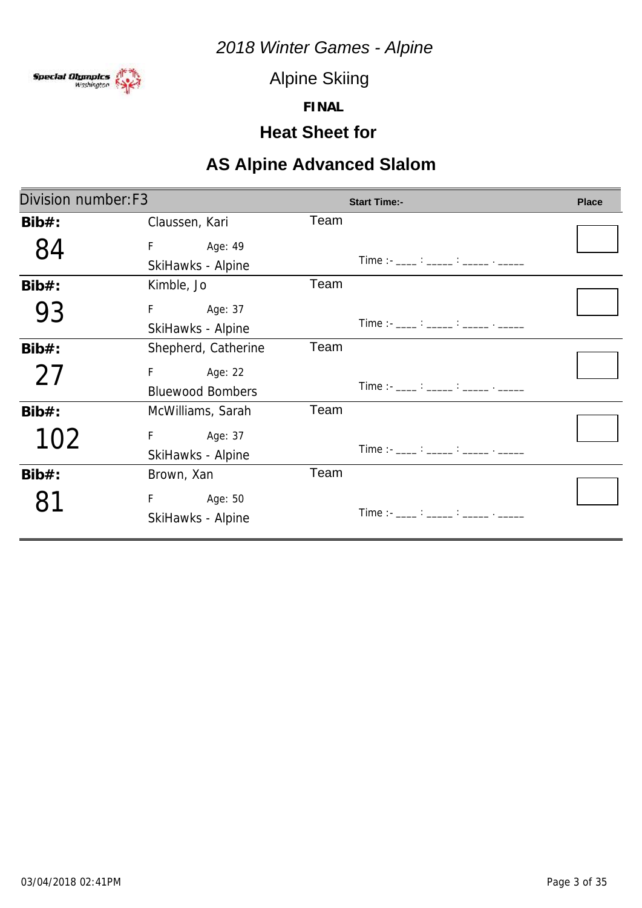*2018 Winter Games - Alpine*

Alpine Skiing

**FINAL**

## Heat Sheet for

## AS Alpine Advanced Slalom

| Division number:F3 | | **Start Time:-** | **Place** |
|---|---|---|---|
| **Bib#:** 84 | Claussen, Kari<br>F Age: 49<br>SkiHawks - Alpine | Team<br>Time :- ____ : _____ : _____ . _____ | |
| **Bib#:** 93 | Kimble, Jo<br>F Age: 37<br>SkiHawks - Alpine | Team<br>Time :- ____ : _____ : _____ . _____ | |
| **Bib#:** 27 | Shepherd, Catherine<br>F Age: 22<br>Bluewood Bombers | Team<br>Time :- ____ : _____ : _____ . _____ | |
| **Bib#:** 102 | McWilliams, Sarah<br>F Age: 37<br>SkiHawks - Alpine | Team<br>Time :- ____ : _____ : _____ . _____ | |
| **Bib#:** 81 | Brown, Xan<br>F Age: 50<br>SkiHawks - Alpine | Team<br>Time :- ____ : _____ : _____ . _____ | |

03/04/2018 02:41PM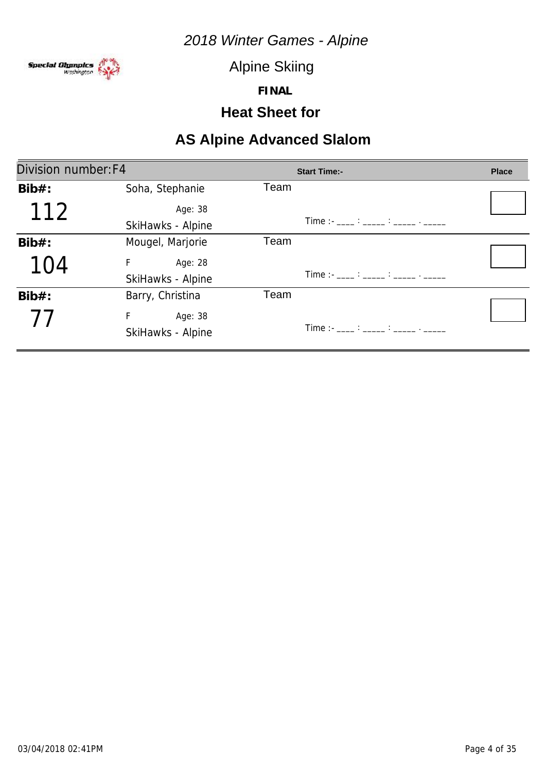*2018 Winter Games - Alpine*

Alpine Skiing

**FINAL**

## Heat Sheet for

## AS Alpine Advanced Slalom

| Division number:F4 | | | Start Time:- | Place |
|---|---|---|---|---|
| **Bib#:** 112 | Soha, Stephanie<br>Age: 38<br>SkiHawks - Alpine | Team | Time :- ____ : _____ : _____ . _____ | |
| **Bib#:** 104 | Mougel, Marjorie<br>F Age: 28<br>SkiHawks - Alpine | Team | Time :- ____ : _____ : _____ . _____ | |
| **Bib#:** 77 | Barry, Christina<br>F Age: 38<br>SkiHawks - Alpine | Team | Time :- ____ : _____ : _____ . _____ | |

03/04/2018 02:41PM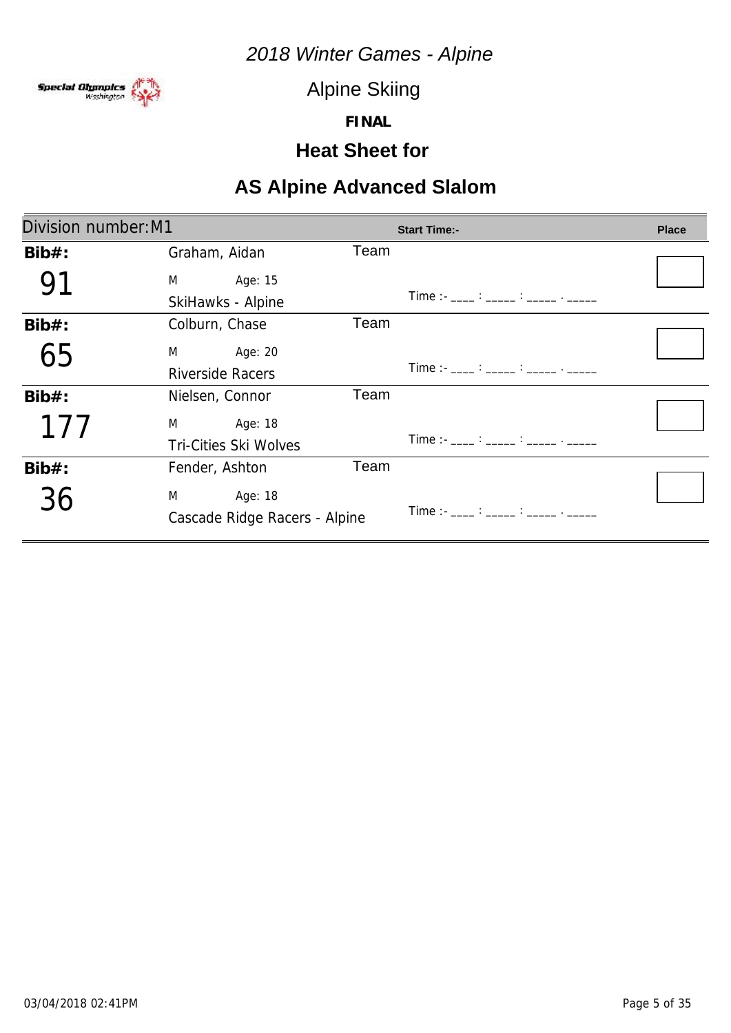*2018 Winter Games - Alpine*

Alpine Skiing

**FINAL**

## Heat Sheet for

## AS Alpine Advanced Slalom

| Division number: M1 | | | Start Time:- | Place |
|---|---|---|---|---|
| **Bib#:** 91 | Graham, Aidan<br>M Age: 15<br>SkiHawks - Alpine | Team | Time :- \_\_\_\_ : \_\_\_\_\_ : \_\_\_\_\_ . \_\_\_\_\_ | |
| **Bib#:** 65 | Colburn, Chase<br>M Age: 20<br>Riverside Racers | Team | Time :- \_\_\_\_ : \_\_\_\_\_ : \_\_\_\_\_ . \_\_\_\_\_ | |
| **Bib#:** 177 | Nielsen, Connor<br>M Age: 18<br>Tri-Cities Ski Wolves | Team | Time :- \_\_\_\_ : \_\_\_\_\_ : \_\_\_\_\_ . \_\_\_\_\_ | |
| **Bib#:** 36 | Fender, Ashton<br>M Age: 18<br>Cascade Ridge Racers - Alpine | Team | Time :- \_\_\_\_ : \_\_\_\_\_ : \_\_\_\_\_ . \_\_\_\_\_ | |

03/04/2018 02:41PM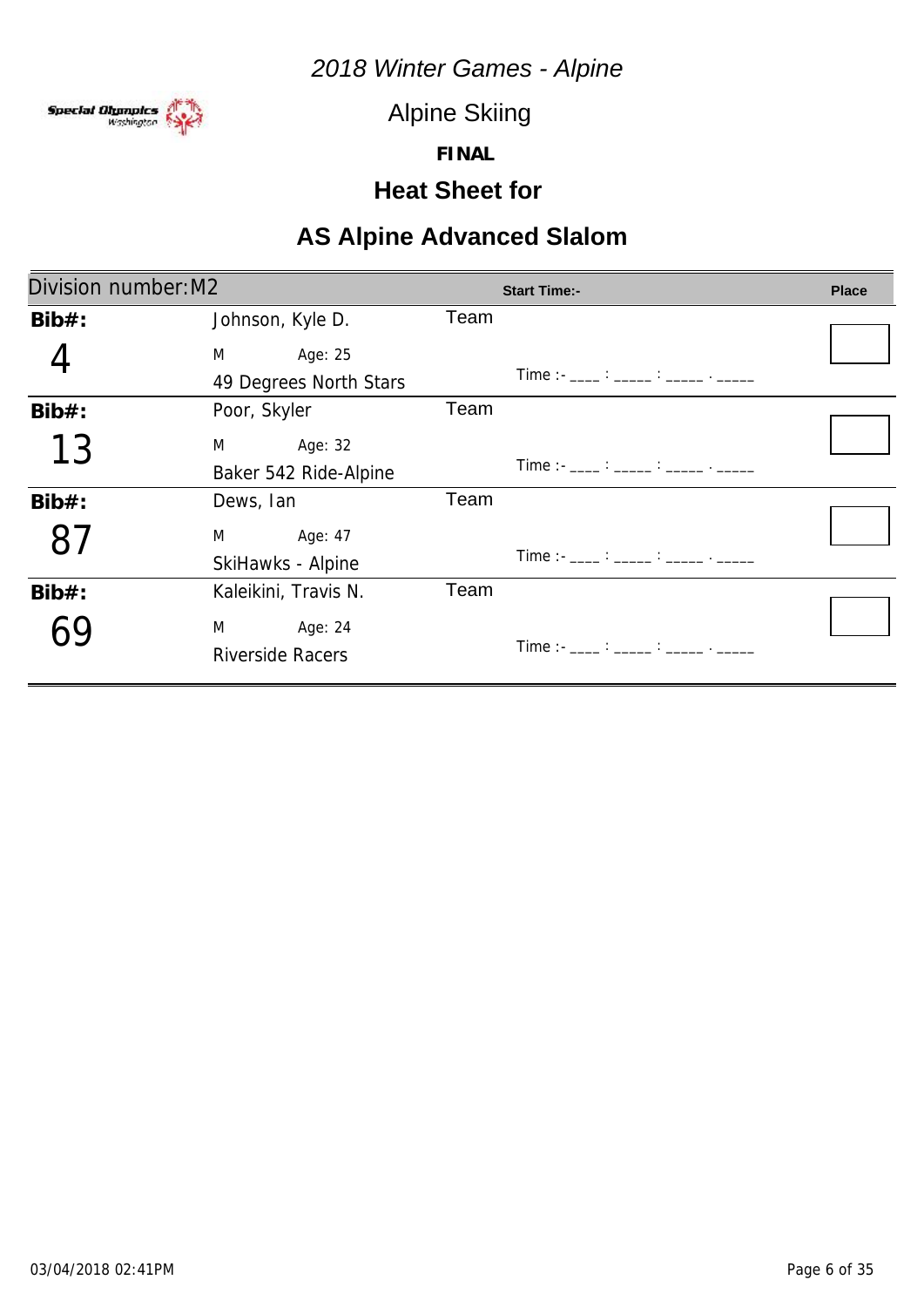*2018 Winter Games - Alpine*

Alpine Skiing

**FINAL**

## Heat Sheet for

## AS Alpine Advanced Slalom

| Division number: M2 | | Start Time:- | | Place |
|---|---|---|---|---|
| **Bib#:** 4 | Johnson, Kyle D.<br>M Age: 25<br>49 Degrees North Stars | Team | Time :- ____ : _____ : _____ . _____ | |
| **Bib#:** 13 | Poor, Skyler<br>M Age: 32<br>Baker 542 Ride-Alpine | Team | Time :- ____ : _____ : _____ . _____ | |
| **Bib#:** 87 | Dews, Ian<br>M Age: 47<br>SkiHawks - Alpine | Team | Time :- ____ : _____ : _____ . _____ | |
| **Bib#:** 69 | Kaleikini, Travis N.<br>M Age: 24<br>Riverside Racers | Team | Time :- ____ : _____ : _____ . _____ | |

03/04/2018 02:41PM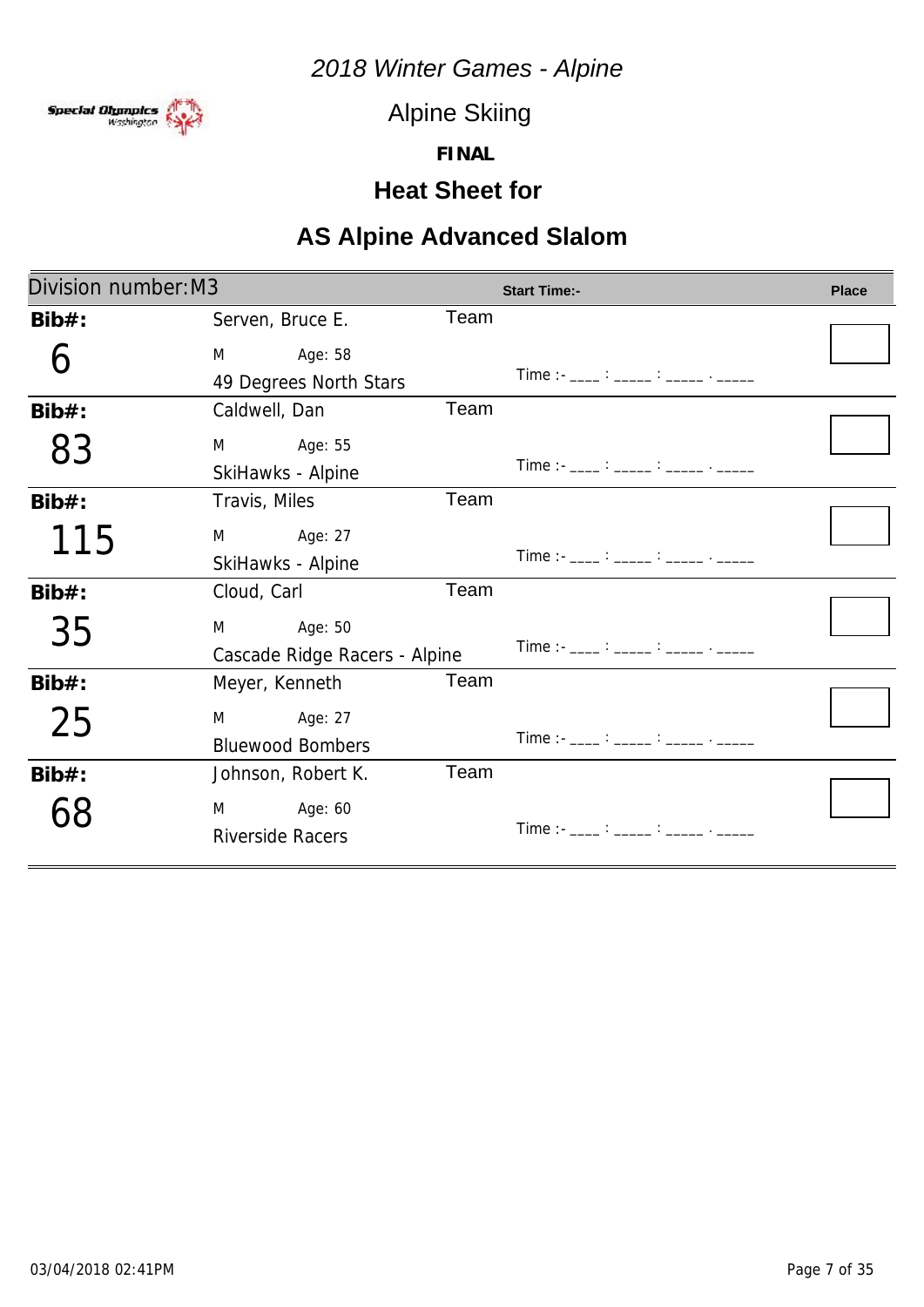*2018 Winter Games - Alpine*

Alpine Skiing

**FINAL**

## Heat Sheet for

## AS Alpine Advanced Slalom

| Division number: M3 | | | Start Time:- | Place |
|---|---|---|---|---|
| **Bib#:** 6 | Serven, Bruce E.<br>M Age: 58<br>49 Degrees North Stars | Team | Time :- ____ : _____ : _____ . _____ | |
| **Bib#:** 83 | Caldwell, Dan<br>M Age: 55<br>SkiHawks - Alpine | Team | Time :- ____ : _____ : _____ . _____ | |
| **Bib#:** 115 | Travis, Miles<br>M Age: 27<br>SkiHawks - Alpine | Team | Time :- ____ : _____ : _____ . _____ | |
| **Bib#:** 35 | Cloud, Carl<br>M Age: 50<br>Cascade Ridge Racers - Alpine | Team | Time :- ____ : _____ : _____ . _____ | |
| **Bib#:** 25 | Meyer, Kenneth<br>M Age: 27<br>Bluewood Bombers | Team | Time :- ____ : _____ : _____ . _____ | |
| **Bib#:** 68 | Johnson, Robert K.<br>M Age: 60<br>Riverside Racers | Team | Time :- ____ : _____ : _____ . _____ | |

03/04/2018 02:41PM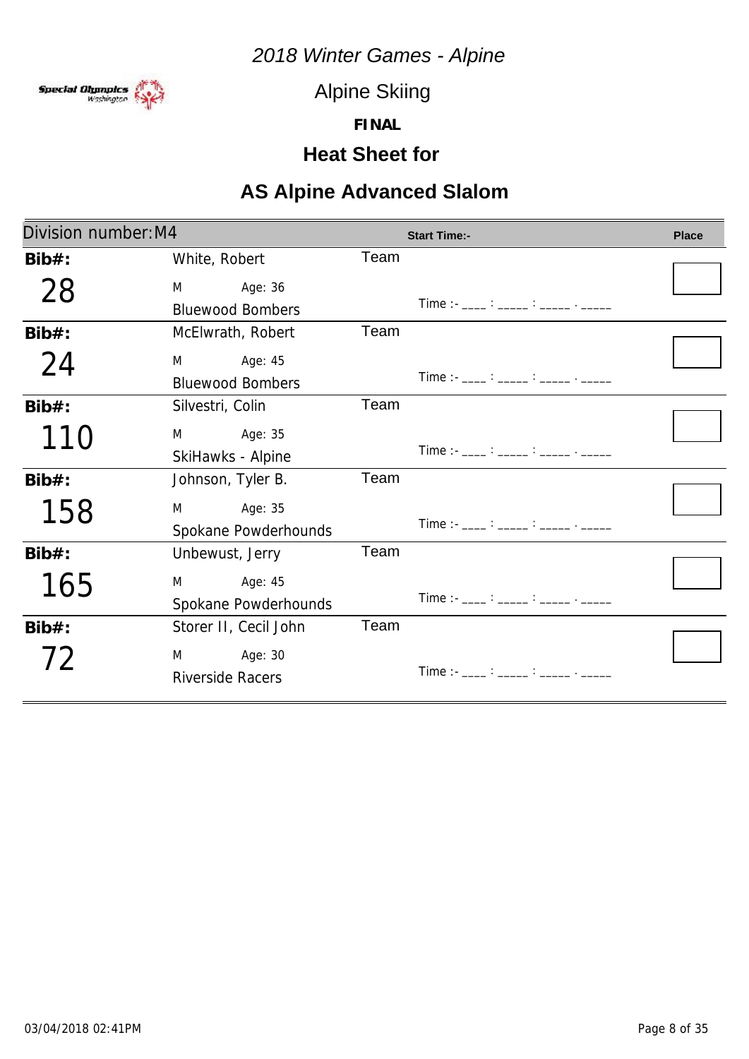*2018 Winter Games - Alpine*

Alpine Skiing

**FINAL**

## Heat Sheet for

## AS Alpine Advanced Slalom

| Division number: M4 | | | Start Time:- | Place |
|---|---|---|---|---|
| **Bib#:** 28 | White, Robert<br>M Age: 36<br>Bluewood Bombers | Team | Time :- ____ : _____ : _____ . _____ | |
| **Bib#:** 24 | McElwrath, Robert<br>M Age: 45<br>Bluewood Bombers | Team | Time :- ____ : _____ : _____ . _____ | |
| **Bib#:** 110 | Silvestri, Colin<br>M Age: 35<br>SkiHawks - Alpine | Team | Time :- ____ : _____ : _____ . _____ | |
| **Bib#:** 158 | Johnson, Tyler B.<br>M Age: 35<br>Spokane Powderhounds | Team | Time :- ____ : _____ : _____ . _____ | |
| **Bib#:** 165 | Unbewust, Jerry<br>M Age: 45<br>Spokane Powderhounds | Team | Time :- ____ : _____ : _____ . _____ | |
| **Bib#:** 72 | Storer II, Cecil John<br>M Age: 30<br>Riverside Racers | Team | Time :- ____ : _____ : _____ . _____ | |

03/04/2018 02:41PM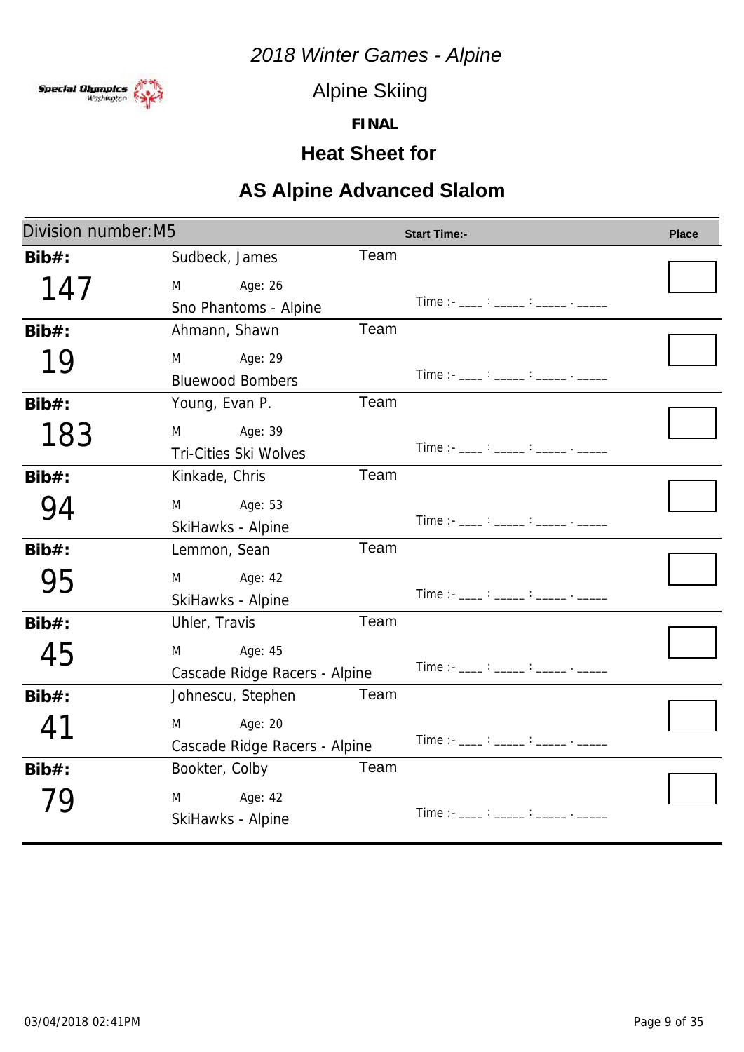*2018 Winter Games - Alpine*

Alpine Skiing

**FINAL**

## Heat Sheet for

## AS Alpine Advanced Slalom

| Division number: M5 | | | Start Time:- | Place |
|---|---|---|---|---|
| **Bib#:** 147 | Sudbeck, James<br>M Age: 26<br>Sno Phantoms - Alpine | Team | Time :- ____ : _____ : _____ . _____ | |
| **Bib#:** 19 | Ahmann, Shawn<br>M Age: 29<br>Bluewood Bombers | Team | Time :- ____ : _____ : _____ . _____ | |
| **Bib#:** 183 | Young, Evan P.<br>M Age: 39<br>Tri-Cities Ski Wolves | Team | Time :- ____ : _____ : _____ . _____ | |
| **Bib#:** 94 | Kinkade, Chris<br>M Age: 53<br>SkiHawks - Alpine | Team | Time :- ____ : _____ : _____ . _____ | |
| **Bib#:** 95 | Lemmon, Sean<br>M Age: 42<br>SkiHawks - Alpine | Team | Time :- ____ : _____ : _____ . _____ | |
| **Bib#:** 45 | Uhler, Travis<br>M Age: 45<br>Cascade Ridge Racers - Alpine | Team | Time :- ____ : _____ : _____ . _____ | |
| **Bib#:** 41 | Johnescu, Stephen<br>M Age: 20<br>Cascade Ridge Racers - Alpine | Team | Time :- ____ : _____ : _____ . _____ | |
| **Bib#:** 79 | Bookter, Colby<br>M Age: 42<br>SkiHawks - Alpine | Team | Time :- ____ : _____ : _____ . _____ | |

03/04/2018 02:41PM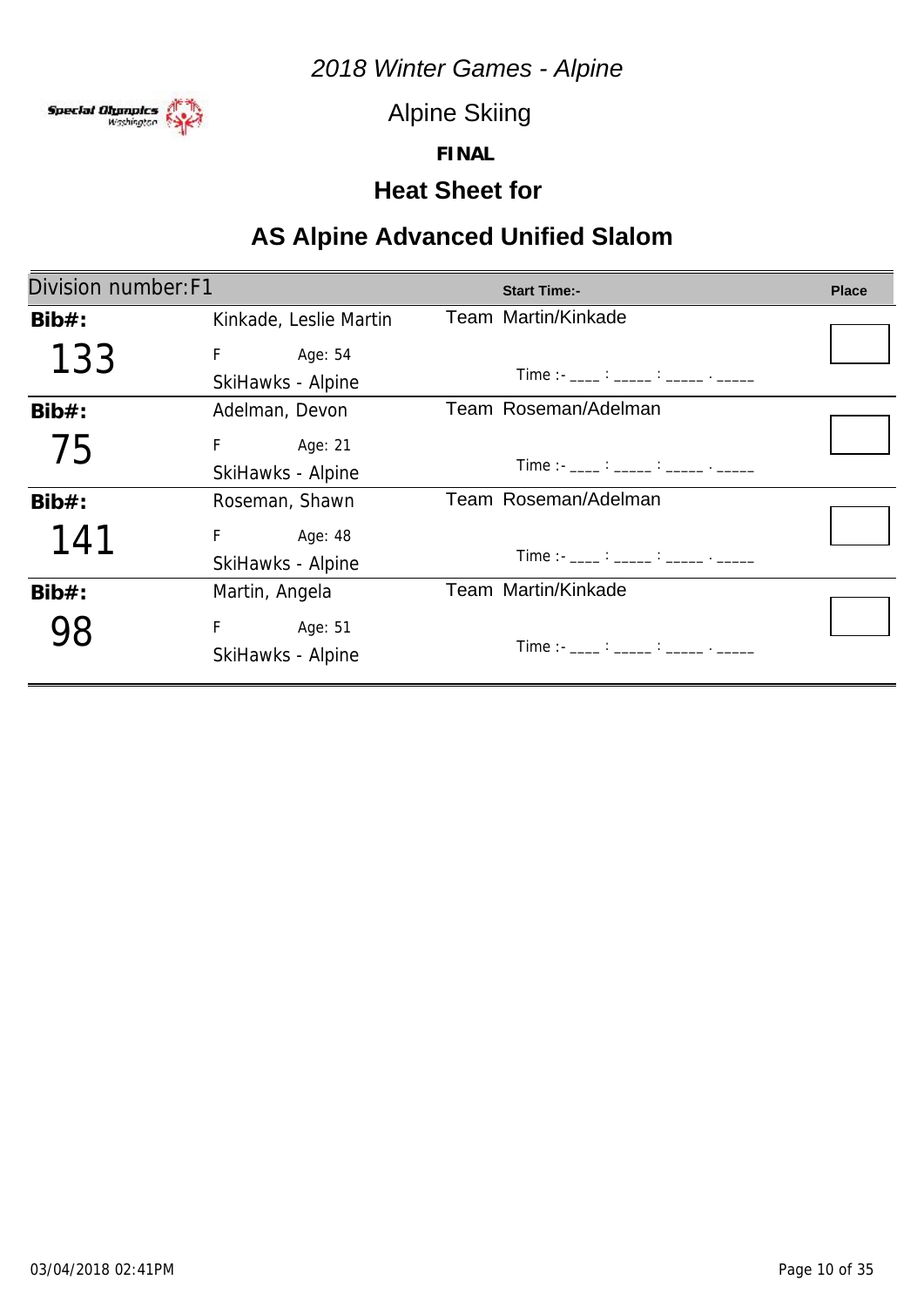*2018 Winter Games - Alpine*

Special Olympics Washington

Alpine Skiing

**FINAL**

## Heat Sheet for

## AS Alpine Advanced Unified Slalom

| Division number: F1 | | Start Time:- | Place |
|---|---|---|---|
| **Bib#:** 133 | Kinkade, Leslie Martin<br>F Age: 54<br>SkiHawks - Alpine | Team Martin/Kinkade<br>Time :- ____ : _____ : _____ . _____ | |
| **Bib#:** 75 | Adelman, Devon<br>F Age: 21<br>SkiHawks - Alpine | Team Roseman/Adelman<br>Time :- ____ : _____ : _____ . _____ | |
| **Bib#:** 141 | Roseman, Shawn<br>F Age: 48<br>SkiHawks - Alpine | Team Roseman/Adelman<br>Time :- ____ : _____ : _____ . _____ | |
| **Bib#:** 98 | Martin, Angela<br>F Age: 51<br>SkiHawks - Alpine | Team Martin/Kinkade<br>Time :- ____ : _____ : _____ . _____ | |

03/04/2018 02:41PM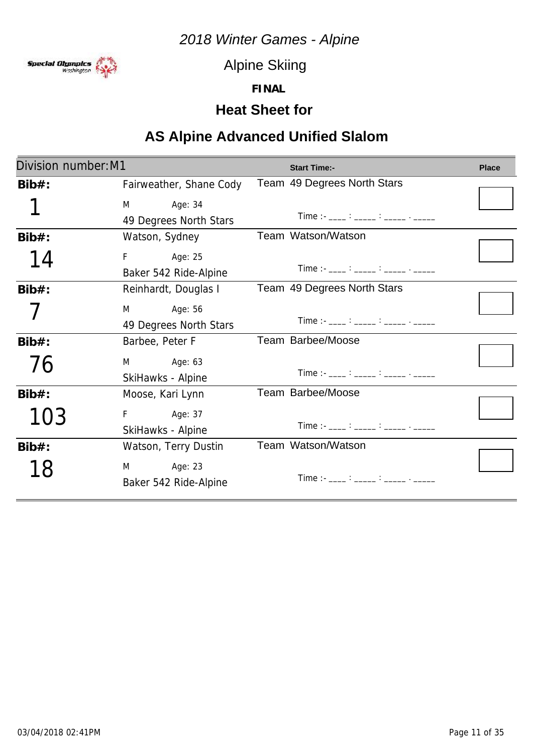*2018 Winter Games - Alpine*

Alpine Skiing

**FINAL**

## Heat Sheet for

## AS Alpine Advanced Unified Slalom

| Division number: M1 | | Start Time:- | Place |
|---|---|---|---|
| **Bib#:** 1 | Fairweather, Shane Cody<br>M Age: 34<br>49 Degrees North Stars | Team 49 Degrees North Stars<br>Time :- ____ : _____ : _____ . _____ | |
| **Bib#:** 14 | Watson, Sydney<br>F Age: 25<br>Baker 542 Ride-Alpine | Team Watson/Watson<br>Time :- ____ : _____ : _____ . _____ | |
| **Bib#:** 7 | Reinhardt, Douglas I<br>M Age: 56<br>49 Degrees North Stars | Team 49 Degrees North Stars<br>Time :- ____ : _____ : _____ . _____ | |
| **Bib#:** 76 | Barbee, Peter F<br>M Age: 63<br>SkiHawks - Alpine | Team Barbee/Moose<br>Time :- ____ : _____ : _____ . _____ | |
| **Bib#:** 103 | Moose, Kari Lynn<br>F Age: 37<br>SkiHawks - Alpine | Team Barbee/Moose<br>Time :- ____ : _____ : _____ . _____ | |
| **Bib#:** 18 | Watson, Terry Dustin<br>M Age: 23<br>Baker 542 Ride-Alpine | Team Watson/Watson<br>Time :- ____ : _____ : _____ . _____ | |

03/04/2018 02:41PM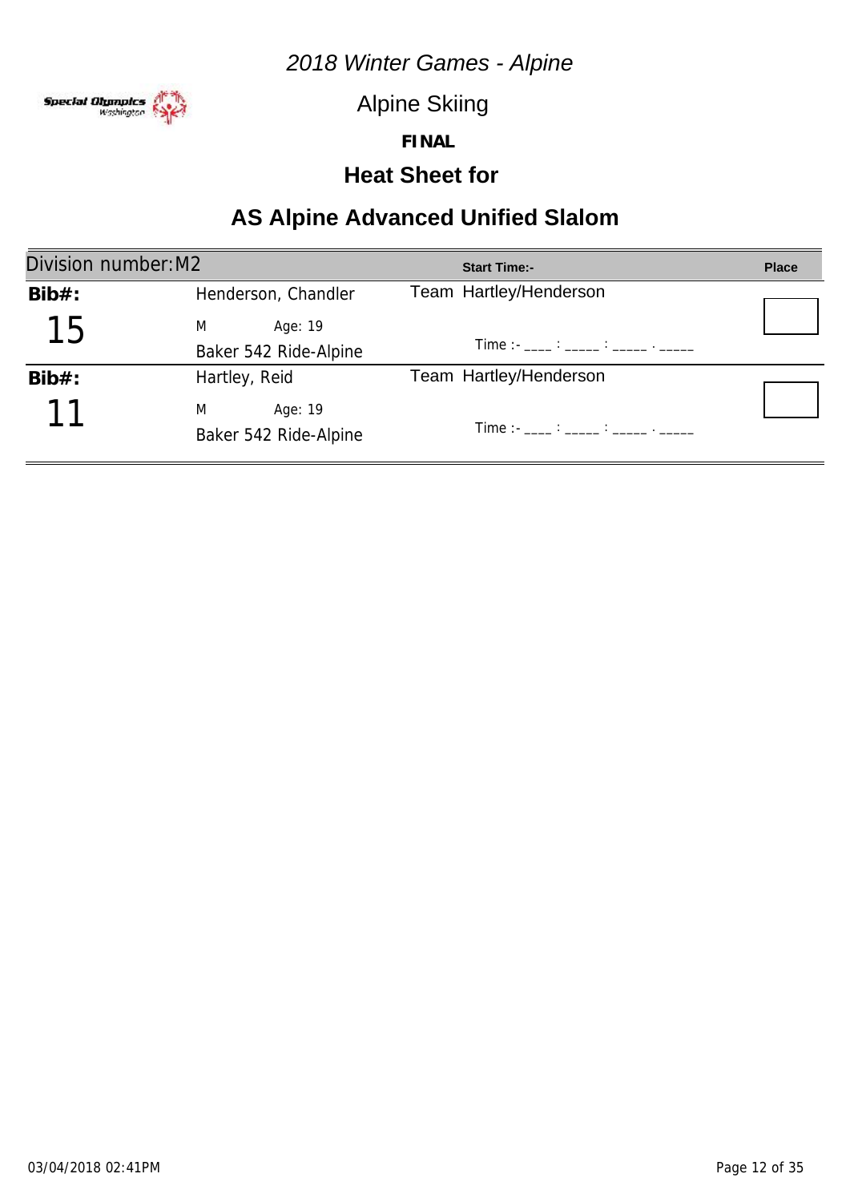*2018 Winter Games - Alpine*

Alpine Skiing

***FINAL***

## Heat Sheet for

# AS Alpine Advanced Unified Slalom

| Division number: M2 | | Start Time:- | Place |
|---|---|---|---|
| **Bib#:** 15 | Henderson, Chandler<br>M Age: 19<br>Baker 542 Ride-Alpine | Team Hartley/Henderson<br>Time :- ____ : _____ : _____ . _____ | |
| **Bib#:** 11 | Hartley, Reid<br>M Age: 19<br>Baker 542 Ride-Alpine | Team Hartley/Henderson<br>Time :- ____ : _____ : _____ . _____ | |

03/04/2018 02:41PM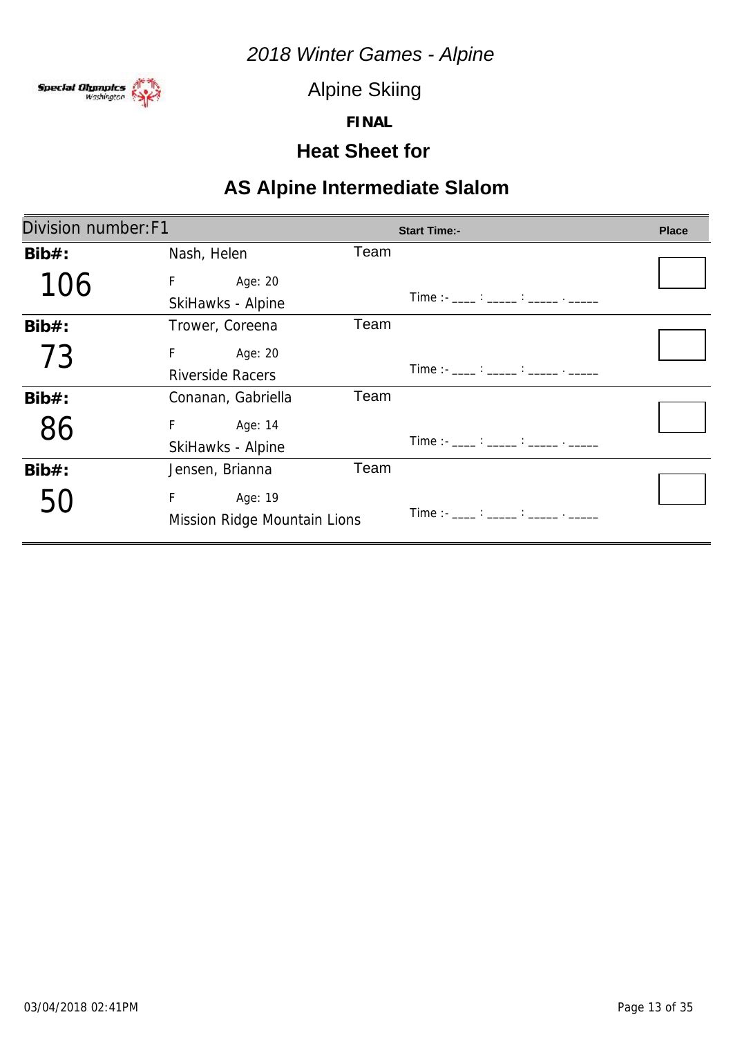*2018 Winter Games - Alpine*

Alpine Skiing

**FINAL**

## Heat Sheet for

# AS Alpine Intermediate Slalom

| Division number:F1 | | | Start Time:- | Place |
|---|---|---|---|---|
| **Bib#:** 106 | Nash, Helen<br>F Age: 20<br>SkiHawks - Alpine | Team | Time :- ____ : _____ : _____ . _____ | |
| **Bib#:** 73 | Trower, Coreena<br>F Age: 20<br>Riverside Racers | Team | Time :- ____ : _____ : _____ . _____ | |
| **Bib#:** 86 | Conanan, Gabriella<br>F Age: 14<br>SkiHawks - Alpine | Team | Time :- ____ : _____ : _____ . _____ | |
| **Bib#:** 50 | Jensen, Brianna<br>F Age: 19<br>Mission Ridge Mountain Lions | Team | Time :- ____ : _____ : _____ . _____ | |

03/04/2018 02:41PM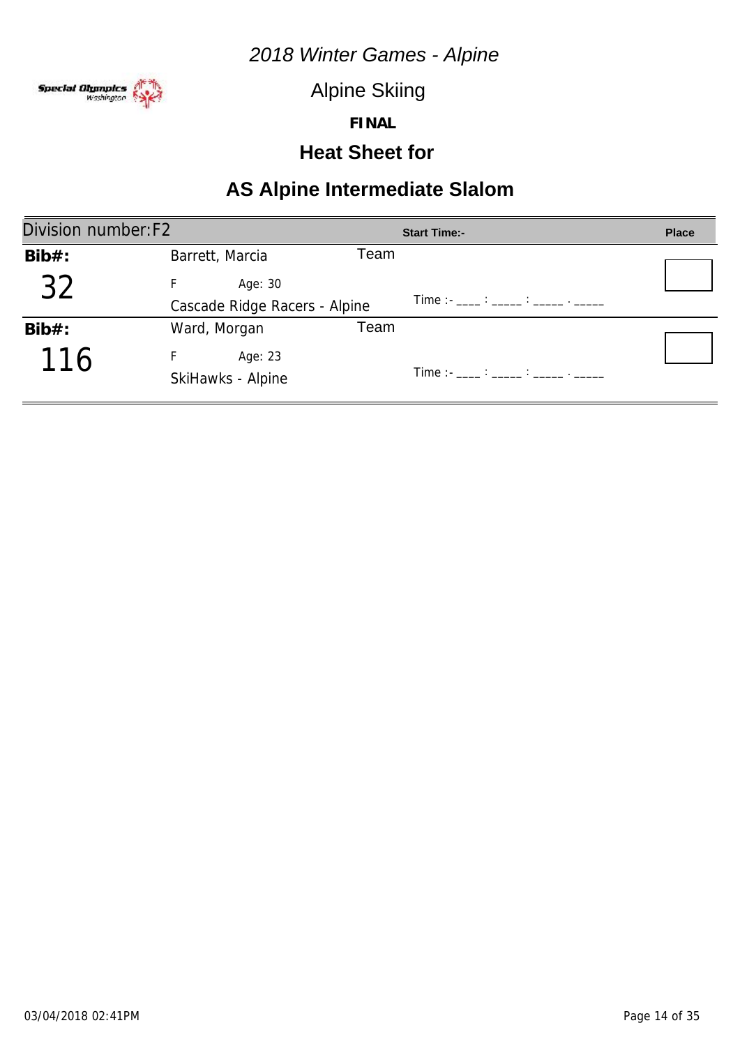*2018 Winter Games - Alpine*

Alpine Skiing

**FINAL**

## Heat Sheet for

# AS Alpine Intermediate Slalom

| Division number:F2 | | | Start Time:- | Place |
|---|---|---|---|---|
| **Bib#:** 32 | Barrett, Marcia<br>F Age: 30<br>Cascade Ridge Racers - Alpine | Team | Time :- ____ : _____ : _____ . _____ | |
| **Bib#:** 116 | Ward, Morgan<br>F Age: 23<br>SkiHawks - Alpine | Team | Time :- ____ : _____ : _____ . _____ | |

03/04/2018 02:41PM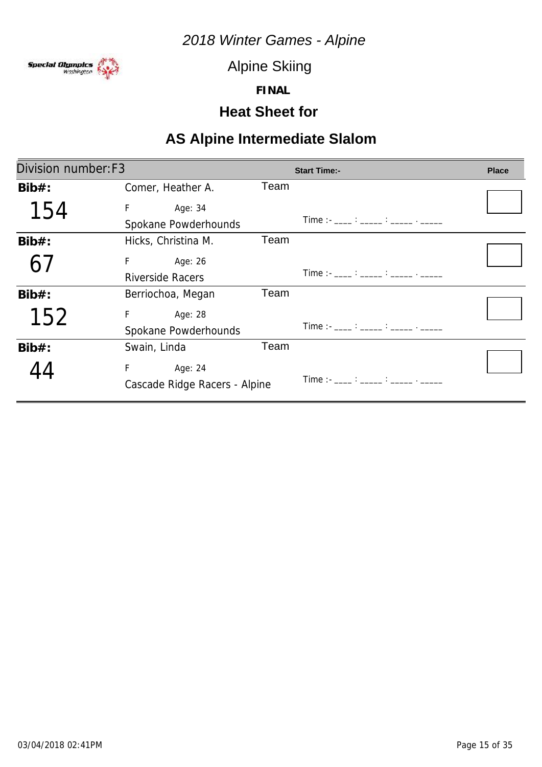*2018 Winter Games - Alpine*

Alpine Skiing

**FINAL**

## Heat Sheet for

# AS Alpine Intermediate Slalom

Division number: F3 | Start Time:-

| Bib#: | Name | Gender | Age | Team | Time | Place |
|---|---|---|---|---|---|---|
| 154 | Comer, Heather A. | F | Age: 34 | Spokane Powderhounds | Time :- ____ : _____ : _____ . _____ | |
| 67 | Hicks, Christina M. | F | Age: 26 | Riverside Racers | Time :- ____ : _____ : _____ . _____ | |
| 152 | Berriochoa, Megan | F | Age: 28 | Spokane Powderhounds | Time :- ____ : _____ : _____ . _____ | |
| 44 | Swain, Linda | F | Age: 24 | Cascade Ridge Racers - Alpine | Time :- ____ : _____ : _____ . _____ | |

03/04/2018 02:41PM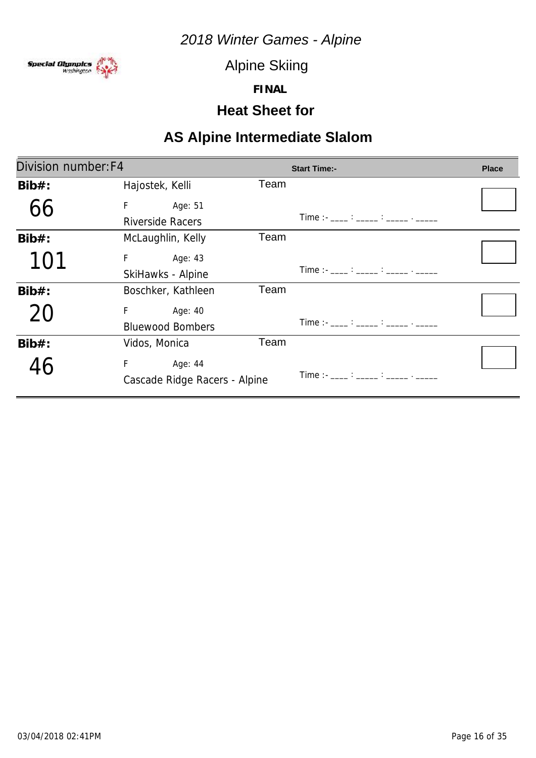*2018 Winter Games - Alpine*

Alpine Skiing

**FINAL**

## Heat Sheet for

# AS Alpine Intermediate Slalom

| Division number: F4 | | | Start Time:- | Place |
|---|---|---|---|---|
| **Bib#:** 66 | Hajostek, Kelli<br>F Age: 51<br>Riverside Racers | Team | Time :- ____ : _____ : _____ . _____ | |
| **Bib#:** 101 | McLaughlin, Kelly<br>F Age: 43<br>SkiHawks - Alpine | Team | Time :- ____ : _____ : _____ . _____ | |
| **Bib#:** 20 | Boschker, Kathleen<br>F Age: 40<br>Bluewood Bombers | Team | Time :- ____ : _____ : _____ . _____ | |
| **Bib#:** 46 | Vidos, Monica<br>F Age: 44<br>Cascade Ridge Racers - Alpine | Team | Time :- ____ : _____ : _____ . _____ | |

03/04/2018 02:41PM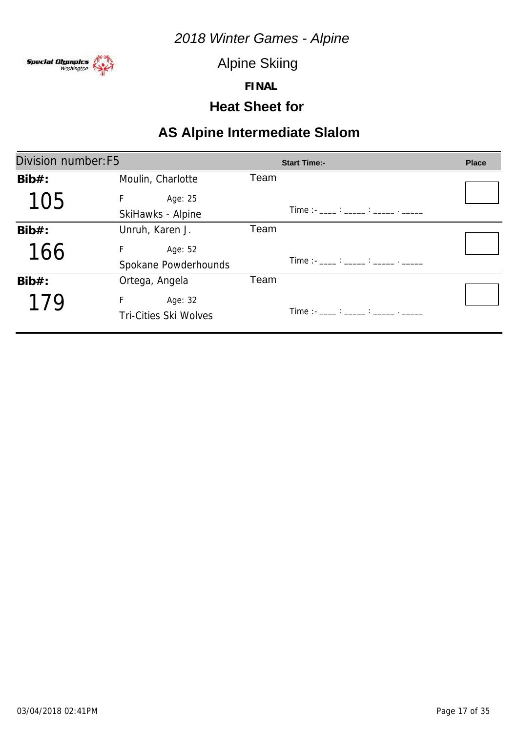# 2018 Winter Games - Alpine

## Alpine Skiing

**FINAL**

## Heat Sheet for

## AS Alpine Intermediate Slalom

| Division number:F5 | | | Start Time:- | Place |
|---|---|---|---|---|
| **Bib#:** 105 | Moulin, Charlotte<br>F Age: 25<br>SkiHawks - Alpine | Team | Time :- ____ : _____ : _____ . _____ | |
| **Bib#:** 166 | Unruh, Karen J.<br>F Age: 52<br>Spokane Powderhounds | Team | Time :- ____ : _____ : _____ . _____ | |
| **Bib#:** 179 | Ortega, Angela<br>F Age: 32<br>Tri-Cities Ski Wolves | Team | Time :- ____ : _____ : _____ . _____ | |

03/04/2018 02:41PM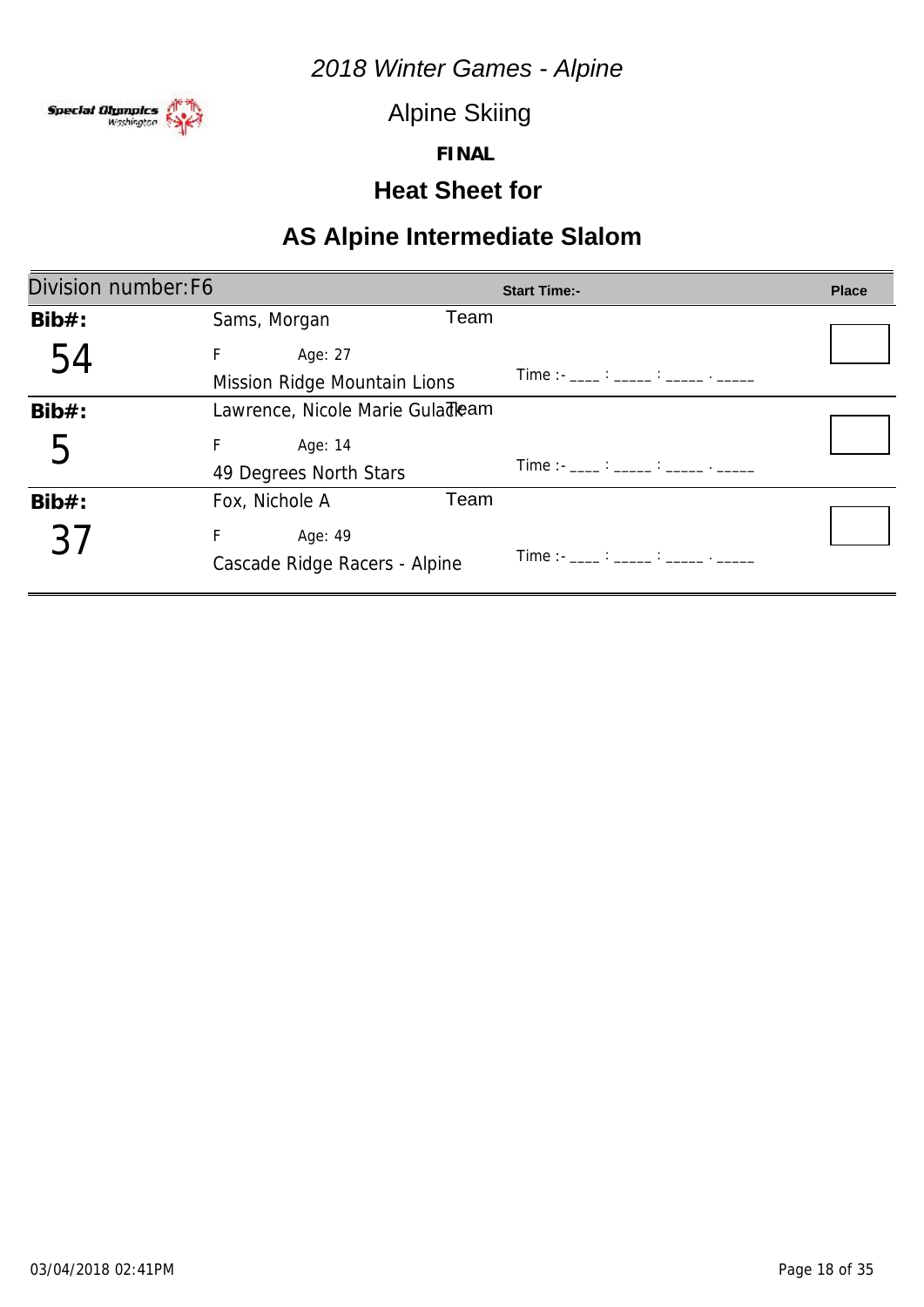*2018 Winter Games - Alpine*

Alpine Skiing

**FINAL**

## Heat Sheet for

# AS Alpine Intermediate Slalom

| Division number: F6 | | Start Time:- | Place |
|---|---|---|---|
| **Bib#:** 54 | Sams, Morgan<br>F Age: 27<br>Team: Mission Ridge Mountain Lions | Time :- ____ : _____ : _____ . _____ | |
| **Bib#:** 5 | Lawrence, Nicole Marie Gulack<br>F Age: 14<br>Team: 49 Degrees North Stars | Time :- ____ : _____ : _____ . _____ | |
| **Bib#:** 37 | Fox, Nichole A<br>F Age: 49<br>Team: Cascade Ridge Racers - Alpine | Time :- ____ : _____ : _____ . _____ | |

03/04/2018 02:41PM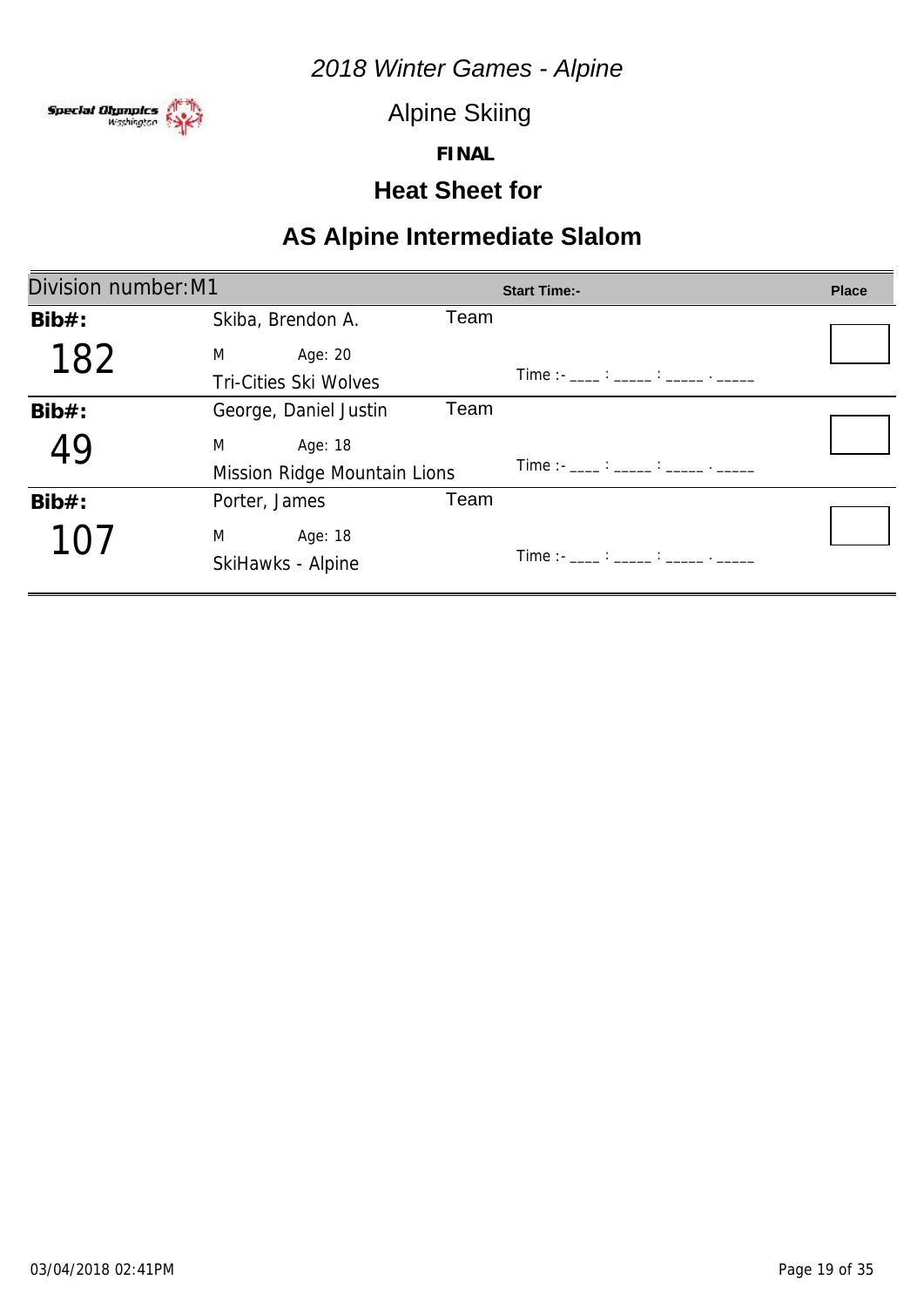*2018 Winter Games - Alpine*

Alpine Skiing

**FINAL**

## Heat Sheet for

# AS Alpine Intermediate Slalom

| Division number: M1 | | | Start Time:- | Place |
|---|---|---|---|---|
| **Bib#:** 182 | Skiba, Brendon A.<br>M Age: 20<br>Tri-Cities Ski Wolves | Team | Time :- ____ : _____ : _____ . _____ | |
| **Bib#:** 49 | George, Daniel Justin<br>M Age: 18<br>Mission Ridge Mountain Lions | Team | Time :- ____ : _____ : _____ . _____ | |
| **Bib#:** 107 | Porter, James<br>M Age: 18<br>SkiHawks - Alpine | Team | Time :- ____ : _____ : _____ . _____ | |

03/04/2018 02:41PM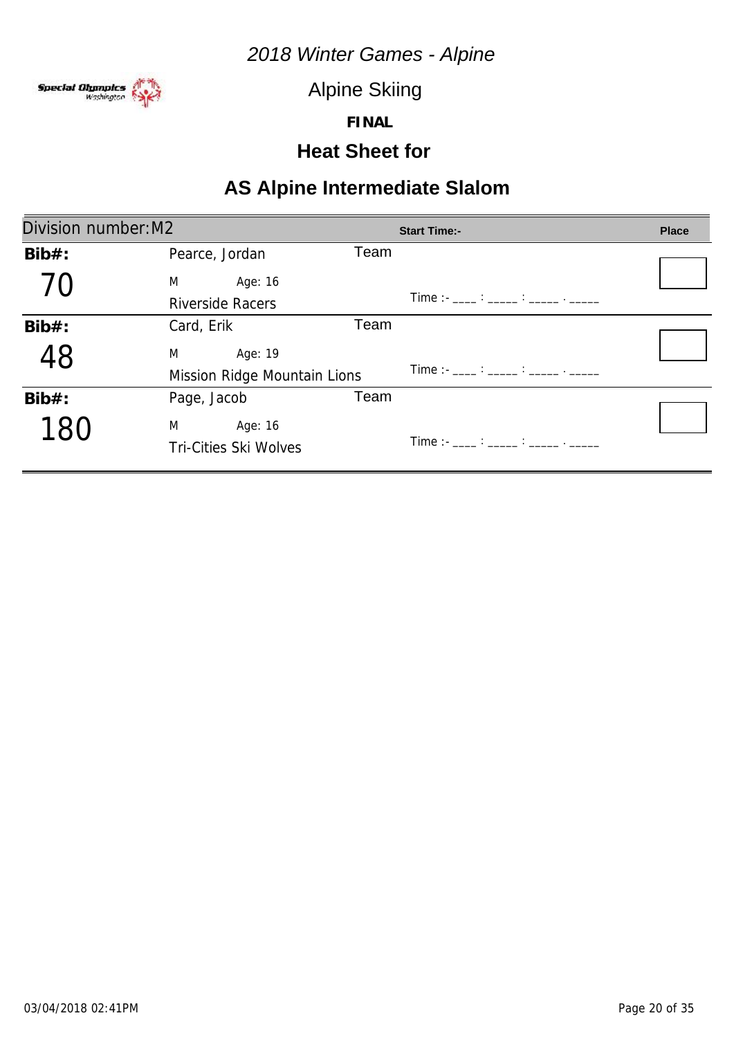*2018 Winter Games - Alpine*

Alpine Skiing

***FINAL***

## Heat Sheet for

## AS Alpine Intermediate Slalom

| Division number: M2 | | | Start Time:- | Place |
|---|---|---|---|---|
| **Bib#:** 70 | Pearce, Jordan<br>M Age: 16<br>Riverside Racers | Team | Time :- ____ : _____ : _____ . _____ | |
| **Bib#:** 48 | Card, Erik<br>M Age: 19<br>Mission Ridge Mountain Lions | Team | Time :- ____ : _____ : _____ . _____ | |
| **Bib#:** 180 | Page, Jacob<br>M Age: 16<br>Tri-Cities Ski Wolves | Team | Time :- ____ : _____ : _____ . _____ | |

03/04/2018 02:41PM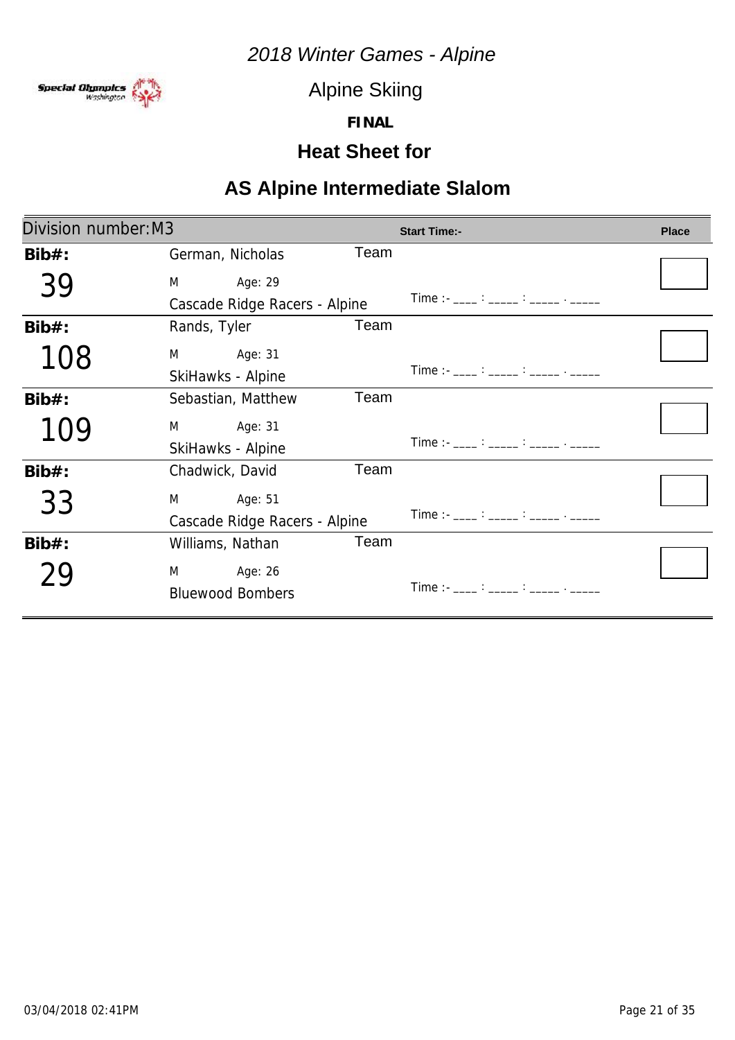*2018 Winter Games - Alpine*

Alpine Skiing

**FINAL**

## Heat Sheet for

# AS Alpine Intermediate Slalom

| Division number: M3 | | Start Time:- | Place |
|---|---|---|---|
| **Bib#:** 39 | German, Nicholas<br>M Age: 29<br>Cascade Ridge Racers - Alpine | Team<br>Time :- ____ : _____ : _____ . _____ | |
| **Bib#:** 108 | Rands, Tyler<br>M Age: 31<br>SkiHawks - Alpine | Team<br>Time :- ____ : _____ : _____ . _____ | |
| **Bib#:** 109 | Sebastian, Matthew<br>M Age: 31<br>SkiHawks - Alpine | Team<br>Time :- ____ : _____ : _____ . _____ | |
| **Bib#:** 33 | Chadwick, David<br>M Age: 51<br>Cascade Ridge Racers - Alpine | Team<br>Time :- ____ : _____ : _____ . _____ | |
| **Bib#:** 29 | Williams, Nathan<br>M Age: 26<br>Bluewood Bombers | Team<br>Time :- ____ : _____ : _____ . _____ | |

03/04/2018 02:41PM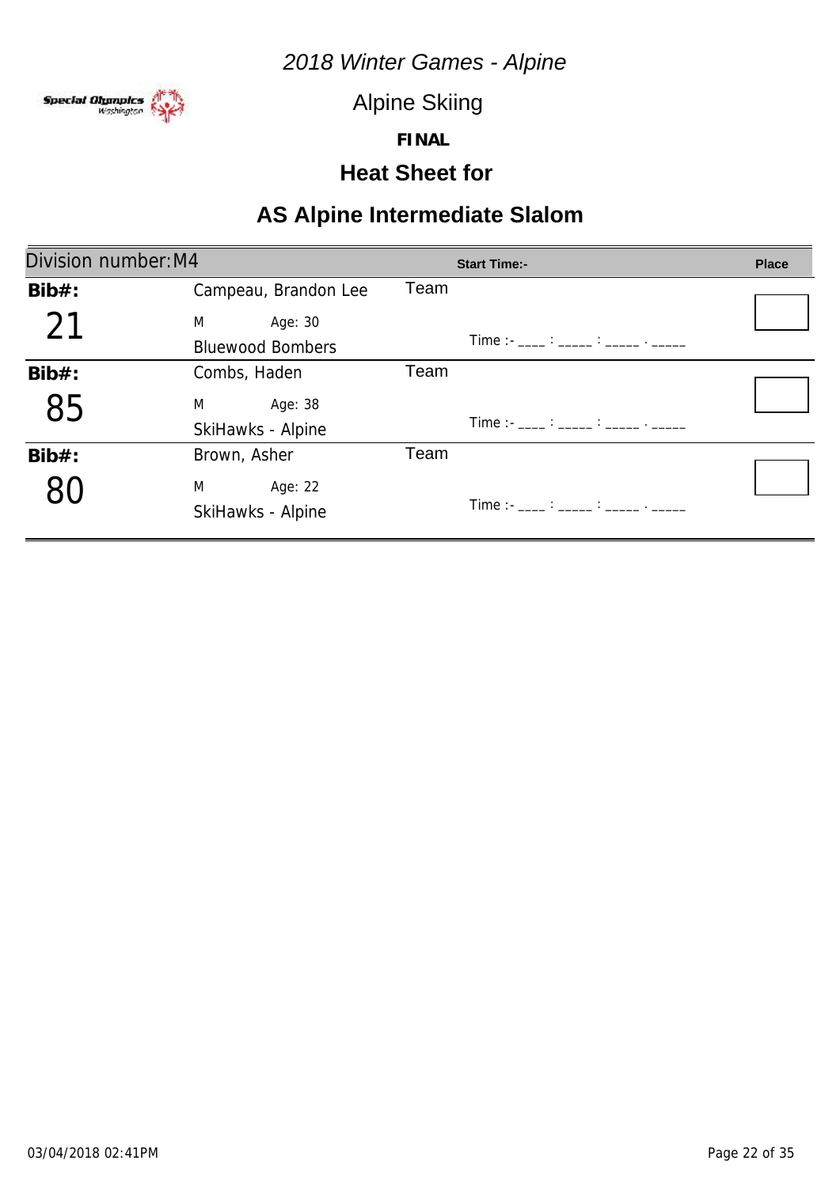# *2018 Winter Games - Alpine*

## Alpine Skiing

***FINAL***

## Heat Sheet for

## AS Alpine Intermediate Slalom

| Division number: M4 | | | Start Time:- | Place |
|---|---|---|---|---|
| **Bib#:** 21 | Campeau, Brandon Lee<br>M Age: 30<br>Bluewood Bombers | Team | Time :- ____ : _____ : _____ . _____ | |
| **Bib#:** 85 | Combs, Haden<br>M Age: 38<br>SkiHawks - Alpine | Team | Time :- ____ : _____ : _____ . _____ | |
| **Bib#:** 80 | Brown, Asher<br>M Age: 22<br>SkiHawks - Alpine | Team | Time :- ____ : _____ : _____ . _____ | |

03/04/2018 02:41PM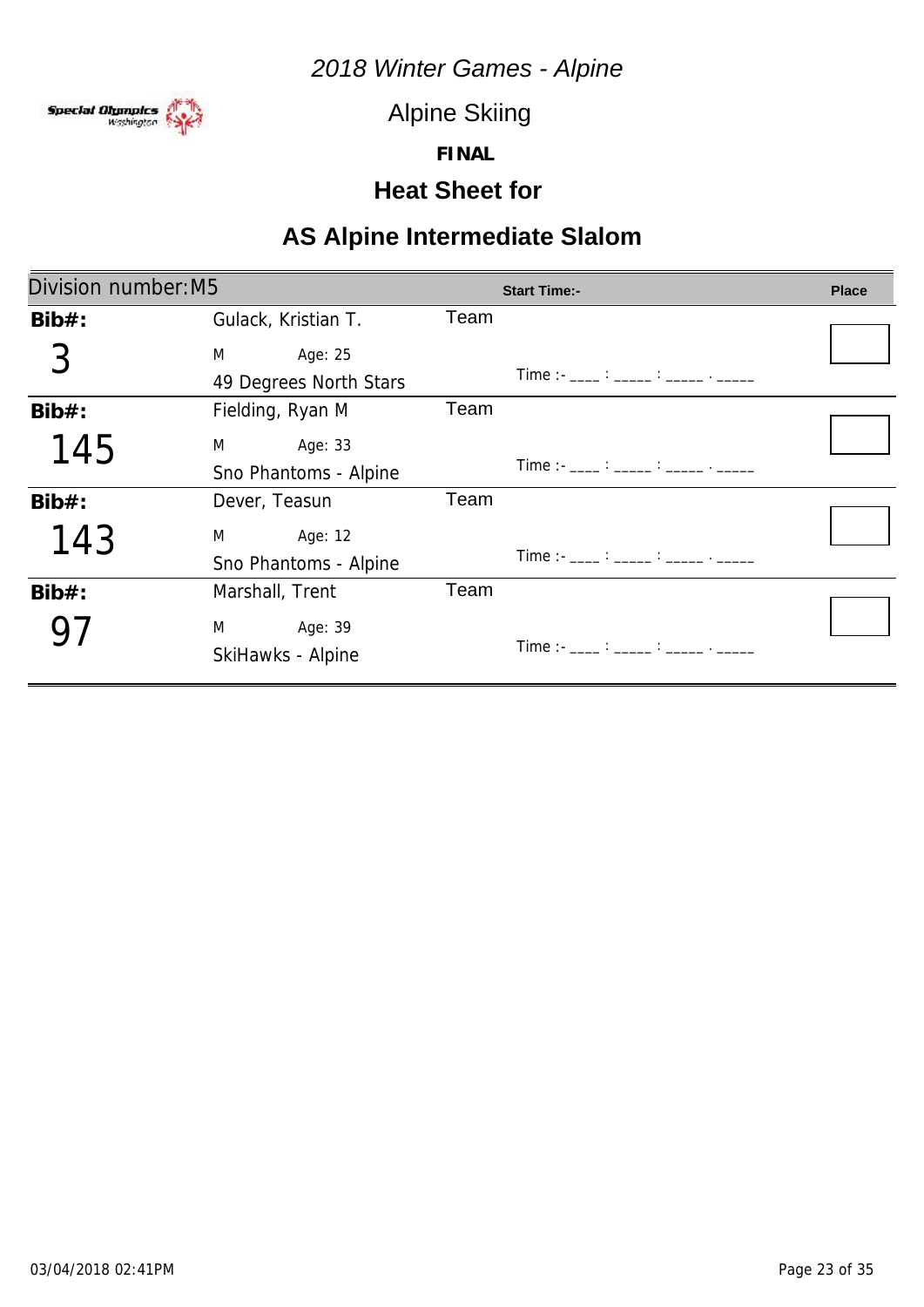*2018 Winter Games - Alpine*

Alpine Skiing

**FINAL**

## Heat Sheet for

# AS Alpine Intermediate Slalom

| Division number: M5 | | | Start Time:- | Place |
|---|---|---|---|---|
| **Bib#:** 3 | Gulack, Kristian T.<br>M Age: 25<br>49 Degrees North Stars | Team | Time :- ____ : _____ : _____ . _____ | |
| **Bib#:** 145 | Fielding, Ryan M<br>M Age: 33<br>Sno Phantoms - Alpine | Team | Time :- ____ : _____ : _____ . _____ | |
| **Bib#:** 143 | Dever, Teasun<br>M Age: 12<br>Sno Phantoms - Alpine | Team | Time :- ____ : _____ : _____ . _____ | |
| **Bib#:** 97 | Marshall, Trent<br>M Age: 39<br>SkiHawks - Alpine | Team | Time :- ____ : _____ : _____ . _____ | |

03/04/2018 02:41PM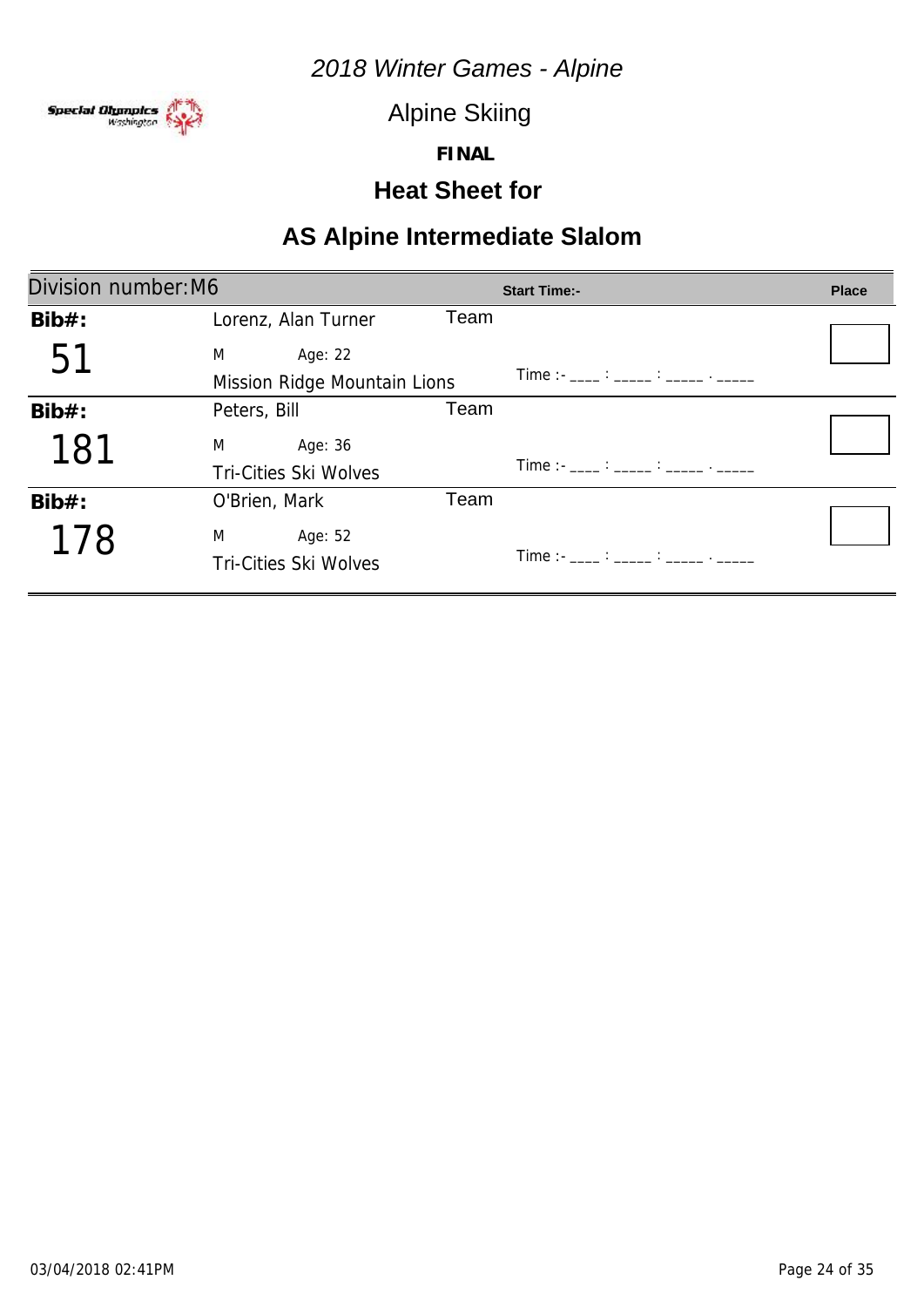*2018 Winter Games - Alpine*

Alpine Skiing

***FINAL***

## Heat Sheet for

# AS Alpine Intermediate Slalom

| Division number: M6 | | | Start Time:- | Place |
|---|---|---|---|---|
| **Bib#:** 51 | Lorenz, Alan Turner<br>M Age: 22<br>Mission Ridge Mountain Lions | Team | Time :- ____ : _____ : _____ . _____ | |
| **Bib#:** 181 | Peters, Bill<br>M Age: 36<br>Tri-Cities Ski Wolves | Team | Time :- ____ : _____ : _____ . _____ | |
| **Bib#:** 178 | O'Brien, Mark<br>M Age: 52<br>Tri-Cities Ski Wolves | Team | Time :- ____ : _____ : _____ . _____ | |

03/04/2018 02:41PM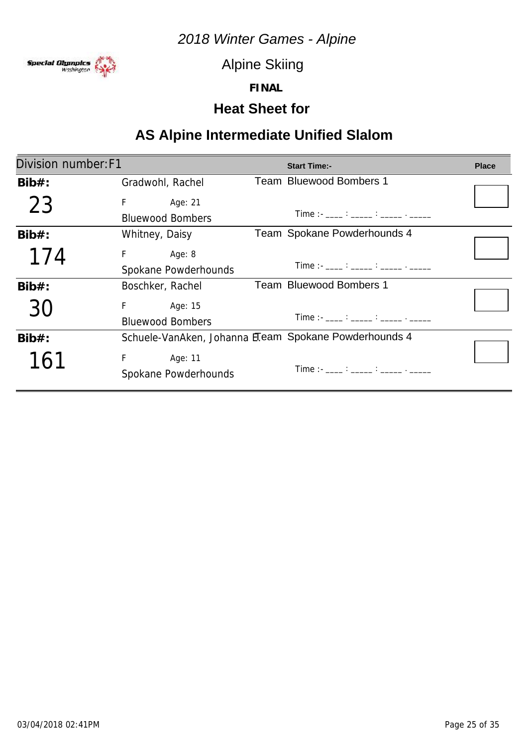*2018 Winter Games - Alpine*

Alpine Skiing

**FINAL**

## Heat Sheet for

# AS Alpine Intermediate Unified Slalom

| Division number: F1 | | Start Time:- | Place |
|---|---|---|---|
| **Bib#:** 23 | Gradwohl, Rachel<br>F Age: 21<br>Bluewood Bombers | Team Bluewood Bombers 1<br>Time :- ____ : _____ : _____ . _____ | |
| **Bib#:** 174 | Whitney, Daisy<br>F Age: 8<br>Spokane Powderhounds | Team Spokane Powderhounds 4<br>Time :- ____ : _____ : _____ . _____ | |
| **Bib#:** 30 | Boschker, Rachel<br>F Age: 15<br>Bluewood Bombers | Team Bluewood Bombers 1<br>Time :- ____ : _____ : _____ . _____ | |
| **Bib#:** 161 | Schuele-VanAken, Johanna E.<br>F Age: 11<br>Spokane Powderhounds | Team Spokane Powderhounds 4<br>Time :- ____ : _____ : _____ . _____ | |

03/04/2018 02:41PM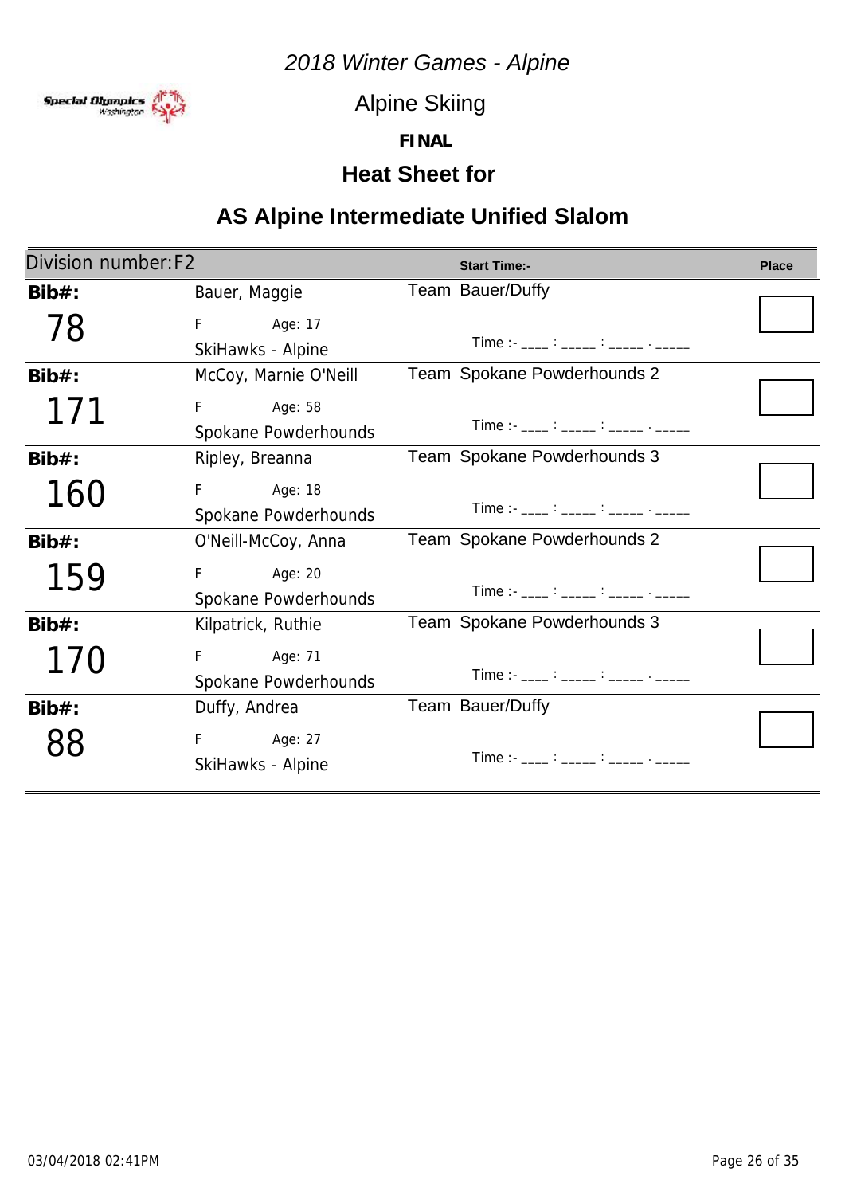*2018 Winter Games - Alpine*

Alpine Skiing

**FINAL**

## Heat Sheet for

## AS Alpine Intermediate Unified Slalom

| Division number:F2 | | Start Time:- | Place |
|---|---|---|---|
| **Bib#:** 78 | Bauer, Maggie<br>F Age: 17<br>SkiHawks - Alpine | Team Bauer/Duffy<br>Time :- ____ : _____ : _____ . _____ | |
| **Bib#:** 171 | McCoy, Marnie O'Neill<br>F Age: 58<br>Spokane Powderhounds | Team Spokane Powderhounds 2<br>Time :- ____ : _____ : _____ . _____ | |
| **Bib#:** 160 | Ripley, Breanna<br>F Age: 18<br>Spokane Powderhounds | Team Spokane Powderhounds 3<br>Time :- ____ : _____ : _____ . _____ | |
| **Bib#:** 159 | O'Neill-McCoy, Anna<br>F Age: 20<br>Spokane Powderhounds | Team Spokane Powderhounds 2<br>Time :- ____ : _____ : _____ . _____ | |
| **Bib#:** 170 | Kilpatrick, Ruthie<br>F Age: 71<br>Spokane Powderhounds | Team Spokane Powderhounds 3<br>Time :- ____ : _____ : _____ . _____ | |
| **Bib#:** 88 | Duffy, Andrea<br>F Age: 27<br>SkiHawks - Alpine | Team Bauer/Duffy<br>Time :- ____ : _____ : _____ . _____ | |

03/04/2018 02:41PM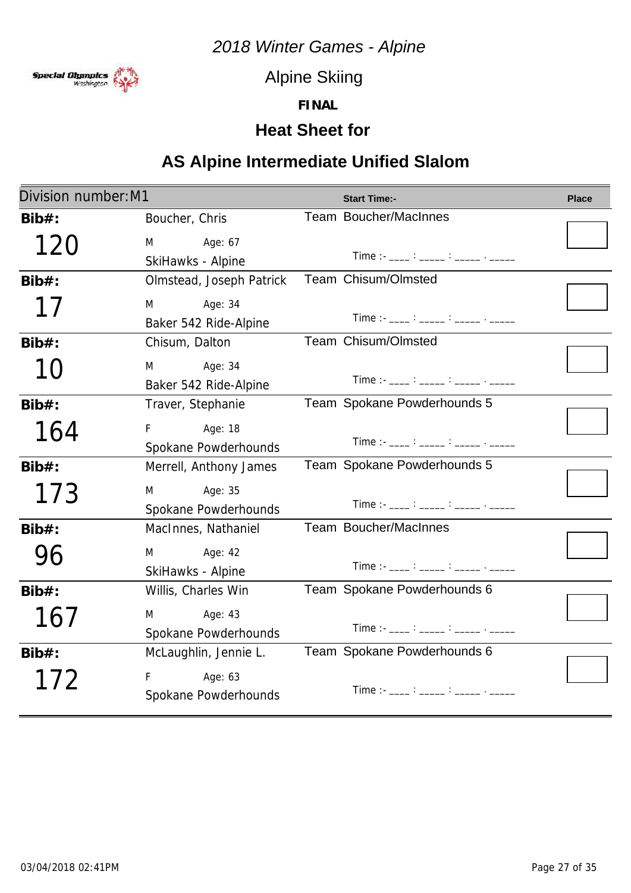*2018 Winter Games - Alpine*

Alpine Skiing

**FINAL**

## Heat Sheet for

## AS Alpine Intermediate Unified Slalom

| Division number: M1 | | Start Time:- | Place |
|---|---|---|---|
| **Bib#:** 120 | Boucher, Chris<br>M Age: 67<br>SkiHawks - Alpine | Team Boucher/MacInnes<br>Time :- ____ : _____ : _____ . _____ | |
| **Bib#:** 17 | Olmstead, Joseph Patrick<br>M Age: 34<br>Baker 542 Ride-Alpine | Team Chisum/Olmsted<br>Time :- ____ : _____ : _____ . _____ | |
| **Bib#:** 10 | Chisum, Dalton<br>M Age: 34<br>Baker 542 Ride-Alpine | Team Chisum/Olmsted<br>Time :- ____ : _____ : _____ . _____ | |
| **Bib#:** 164 | Traver, Stephanie<br>F Age: 18<br>Spokane Powderhounds | Team Spokane Powderhounds 5<br>Time :- ____ : _____ : _____ . _____ | |
| **Bib#:** 173 | Merrell, Anthony James<br>M Age: 35<br>Spokane Powderhounds | Team Spokane Powderhounds 5<br>Time :- ____ : _____ : _____ . _____ | |
| **Bib#:** 96 | MacInnes, Nathaniel<br>M Age: 42<br>SkiHawks - Alpine | Team Boucher/MacInnes<br>Time :- ____ : _____ : _____ . _____ | |
| **Bib#:** 167 | Willis, Charles Win<br>M Age: 43<br>Spokane Powderhounds | Team Spokane Powderhounds 6<br>Time :- ____ : _____ : _____ . _____ | |
| **Bib#:** 172 | McLaughlin, Jennie L.<br>F Age: 63<br>Spokane Powderhounds | Team Spokane Powderhounds 6<br>Time :- ____ : _____ : _____ . _____ | |

03/04/2018 02:41PM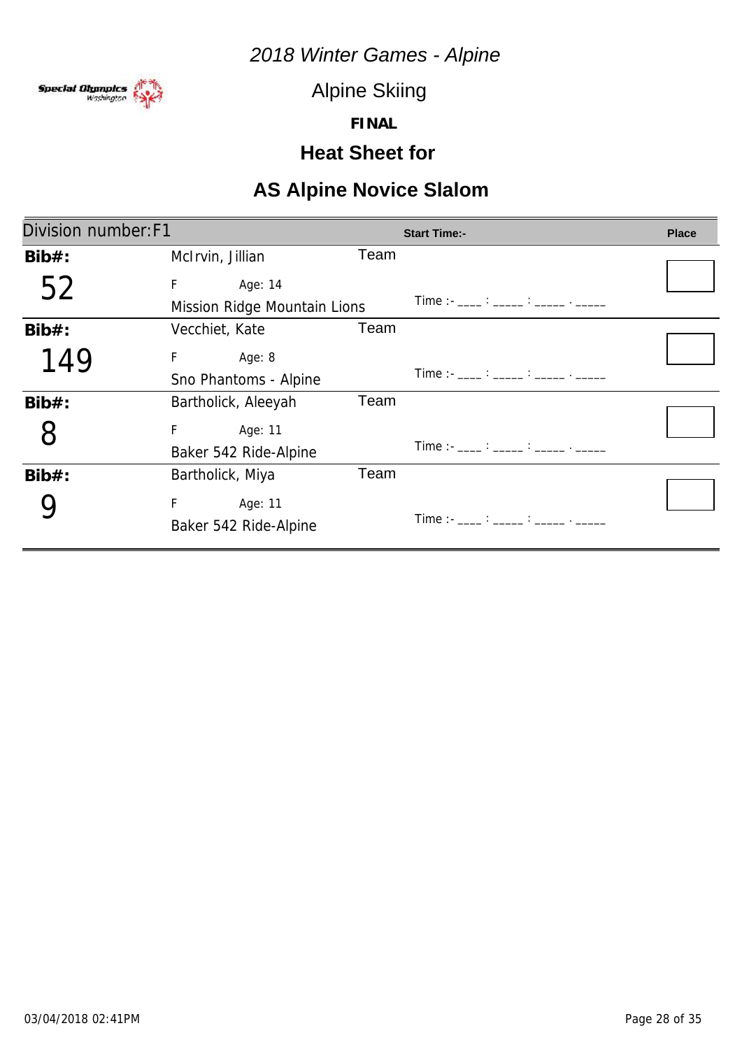*2018 Winter Games - Alpine*

Alpine Skiing

**FINAL**

## Heat Sheet for

## AS Alpine Novice Slalom

| Division number: F1 | | Start Time:- | Place |
|---|---|---|---|
| **Bib#:** 52 | McIrvin, Jillian<br>F Age: 14<br>Mission Ridge Mountain Lions | Team<br>Time :- ____ : _____ : _____ . _____ | |
| **Bib#:** 149 | Vecchiet, Kate<br>F Age: 8<br>Sno Phantoms - Alpine | Team<br>Time :- ____ : _____ : _____ . _____ | |
| **Bib#:** 8 | Bartholick, Aleeyah<br>F Age: 11<br>Baker 542 Ride-Alpine | Team<br>Time :- ____ : _____ : _____ . _____ | |
| **Bib#:** 9 | Bartholick, Miya<br>F Age: 11<br>Baker 542 Ride-Alpine | Team<br>Time :- ____ : _____ : _____ . _____ | |

03/04/2018 02:41PM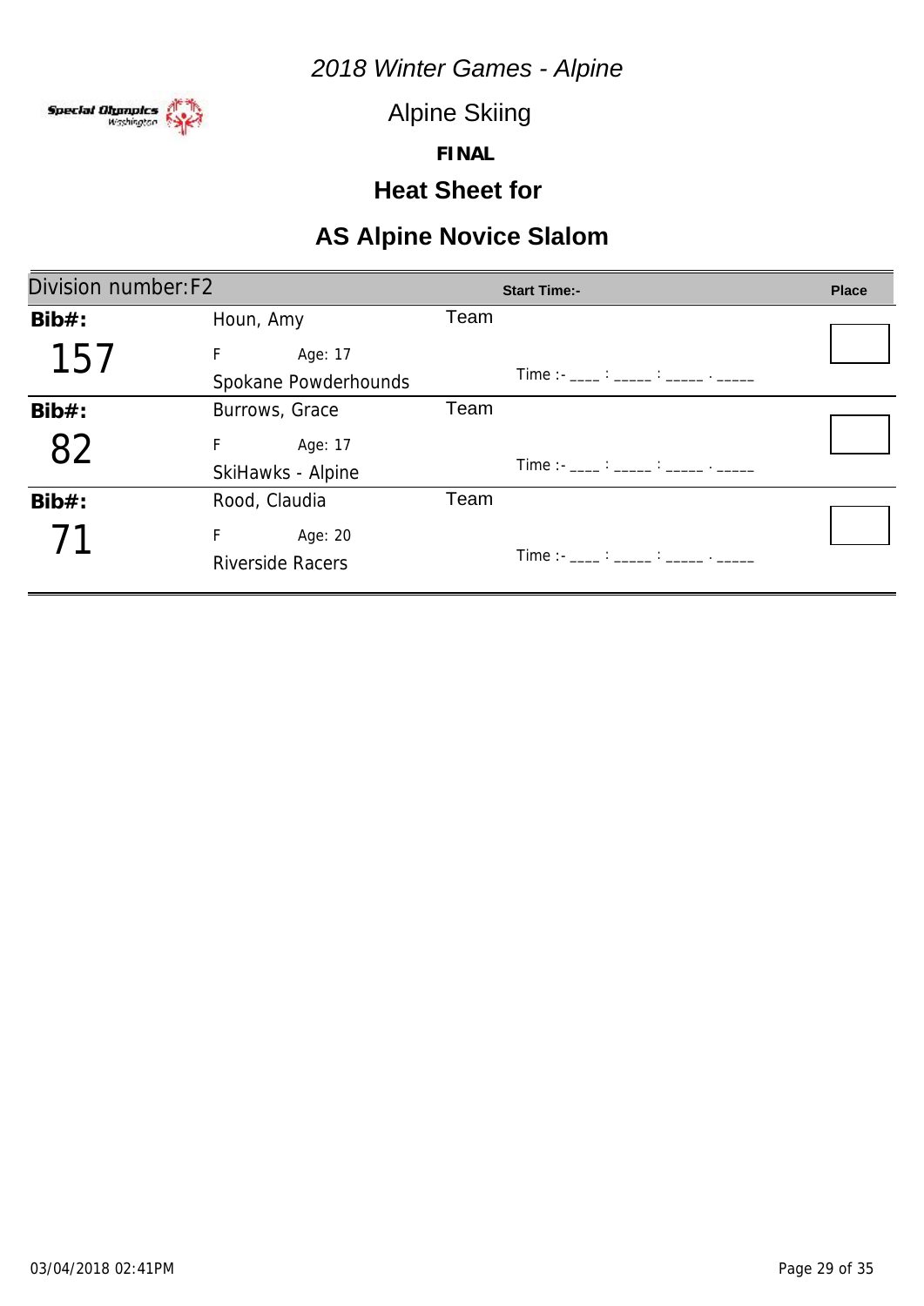*2018 Winter Games - Alpine*

Alpine Skiing

**FINAL**

## Heat Sheet for

## AS Alpine Novice Slalom

| Division number:F2 | | | Start Time:- | Place |
|---|---|---|---|---|
| **Bib#:** 157 | Houn, Amy<br>F Age: 17<br>Spokane Powderhounds | Team | Time :- ____ : _____ : _____ . _____ | |
| **Bib#:** 82 | Burrows, Grace<br>F Age: 17<br>SkiHawks - Alpine | Team | Time :- ____ : _____ : _____ . _____ | |
| **Bib#:** 71 | Rood, Claudia<br>F Age: 20<br>Riverside Racers | Team | Time :- ____ : _____ : _____ . _____ | |

03/04/2018 02:41PM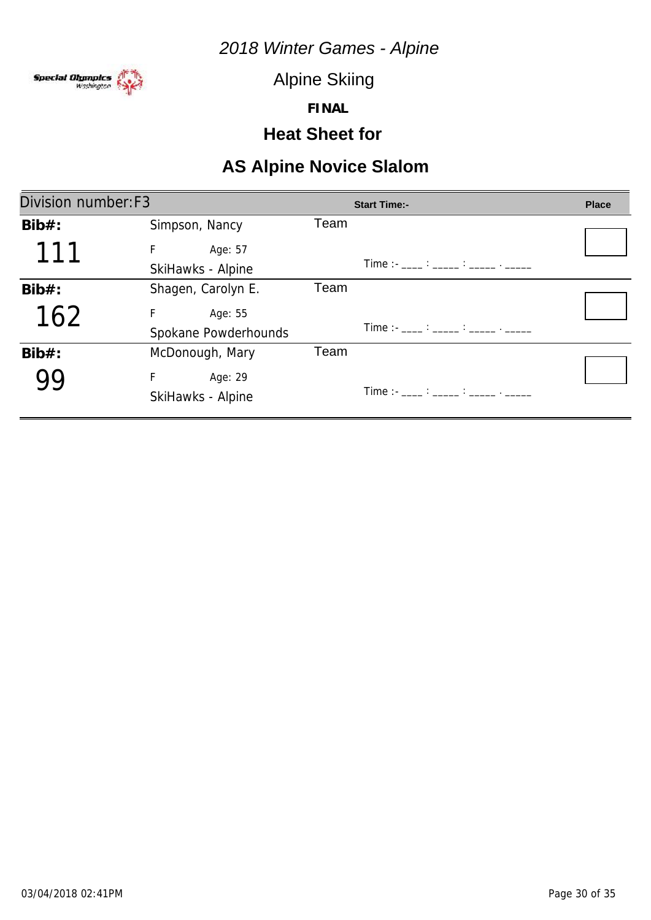*2018 Winter Games - Alpine*

Alpine Skiing

**FINAL**

## Heat Sheet for

## AS Alpine Novice Slalom

| Division number:F3 | | | Start Time:- | Place |
|---|---|---|---|---|
| **Bib#:** 111 | Simpson, Nancy<br>F Age: 57<br>SkiHawks - Alpine | Team | Time :- ____ : _____ : _____ . _____ | |
| **Bib#:** 162 | Shagen, Carolyn E.<br>F Age: 55<br>Spokane Powderhounds | Team | Time :- ____ : _____ : _____ . _____ | |
| **Bib#:** 99 | McDonough, Mary<br>F Age: 29<br>SkiHawks - Alpine | Team | Time :- ____ : _____ : _____ . _____ | |

03/04/2018 02:41PM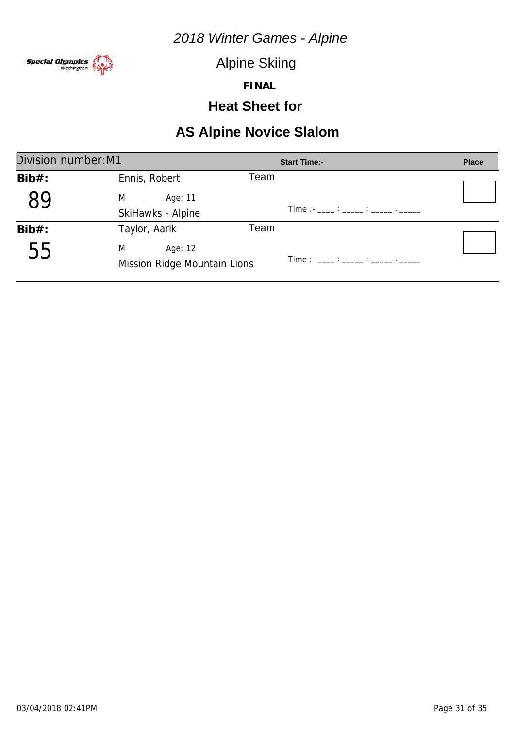*2018 Winter Games - Alpine*

Alpine Skiing

**FINAL**

## Heat Sheet for

## AS Alpine Novice Slalom

| Division number: M1 | | Start Time:- | Place |
|---|---|---|---|
| **Bib#:** 89 | Ennis, Robert<br>M Age: 11<br>SkiHawks - Alpine | Team<br>Time :- ____ : _____ : _____ . _____ | |
| **Bib#:** 55 | Taylor, Aarik<br>M Age: 12<br>Mission Ridge Mountain Lions | Team<br>Time :- ____ : _____ : _____ . _____ | |

03/04/2018 02:41PM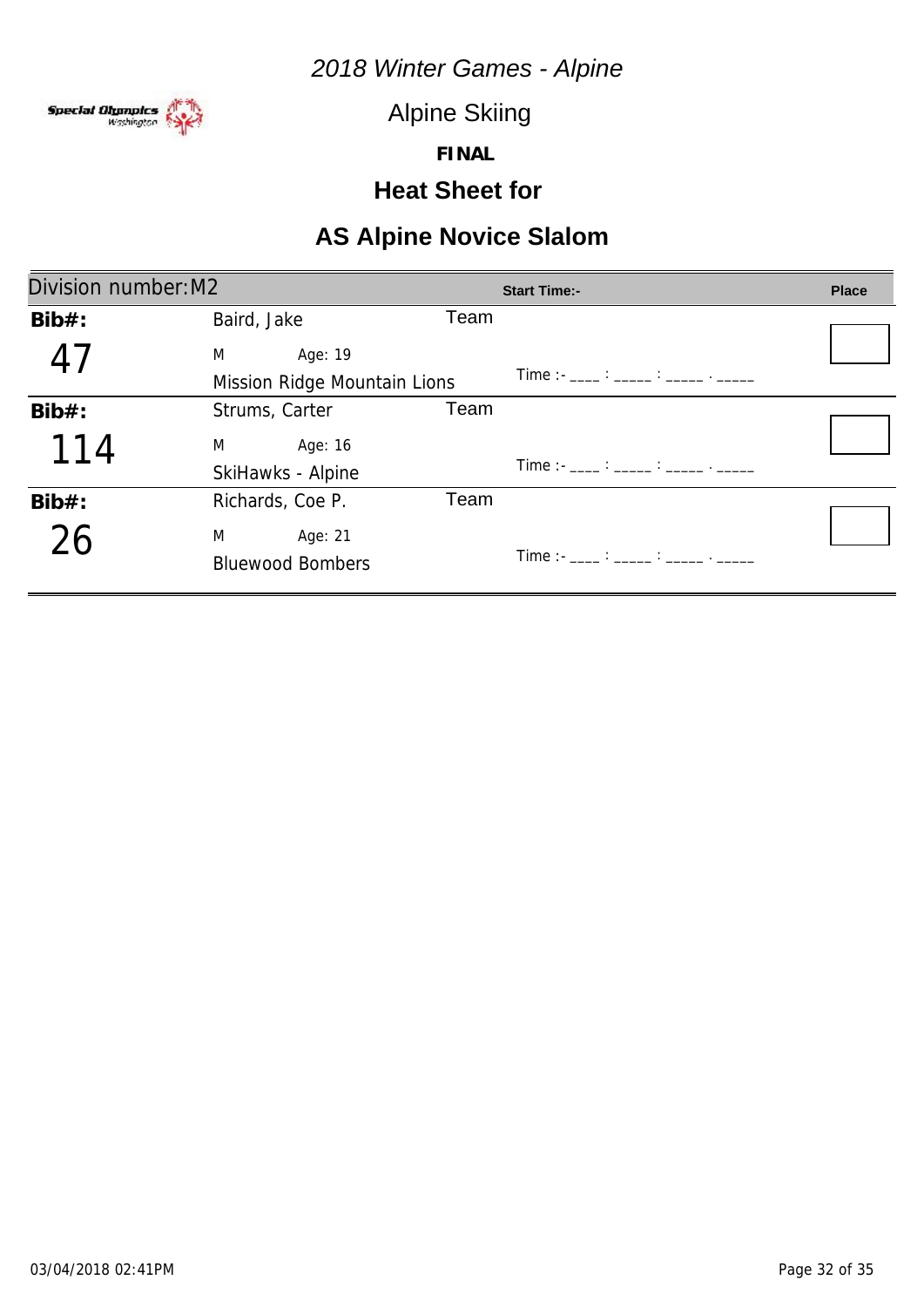*2018 Winter Games - Alpine*

Alpine Skiing

**FINAL**

## Heat Sheet for

## AS Alpine Novice Slalom

| Division number: M2 | | | Start Time:- | Place |
|---|---|---|---|---|
| **Bib#:** 47 | Baird, Jake<br>M Age: 19<br>Mission Ridge Mountain Lions | Team | Time :- ____ : _____ : _____ . _____ | |
| **Bib#:** 114 | Strums, Carter<br>M Age: 16<br>SkiHawks - Alpine | Team | Time :- ____ : _____ : _____ . _____ | |
| **Bib#:** 26 | Richards, Coe P.<br>M Age: 21<br>Bluewood Bombers | Team | Time :- ____ : _____ : _____ . _____ | |

03/04/2018 02:41PM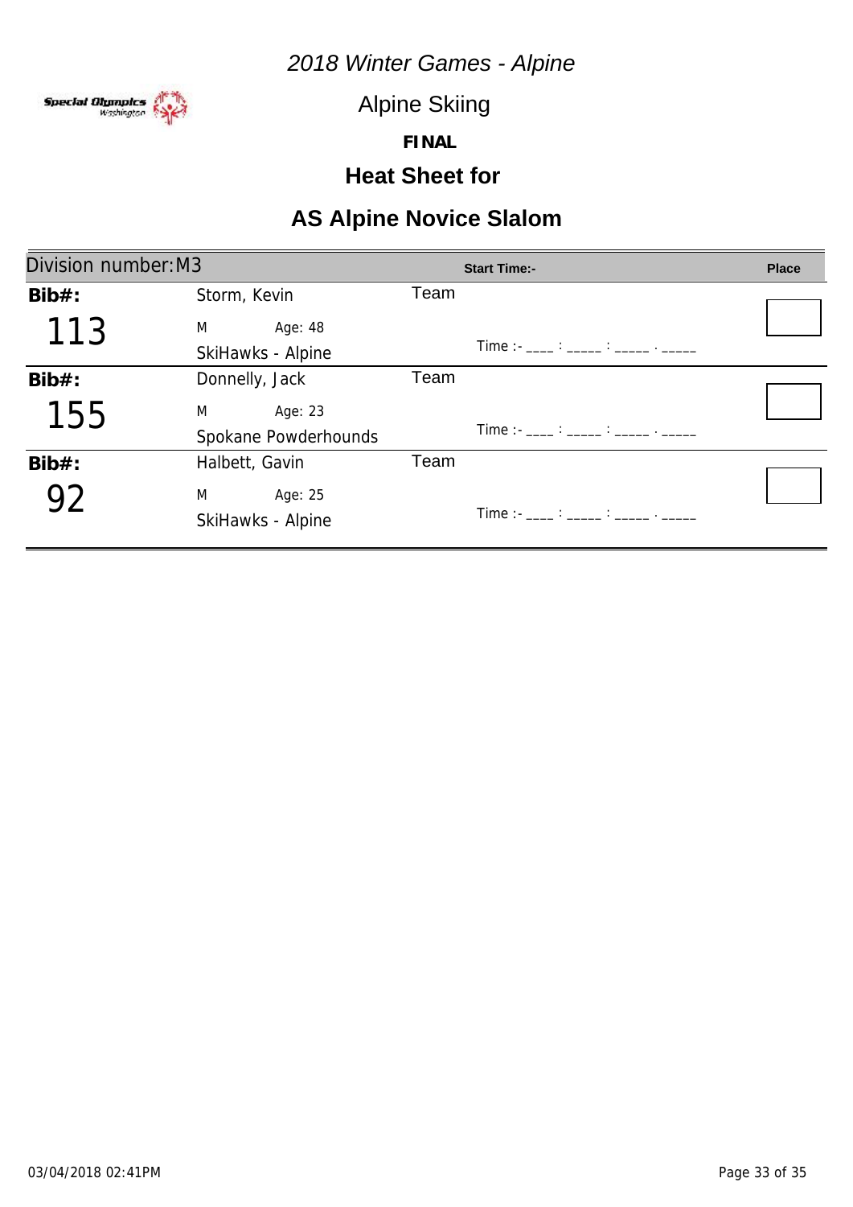*2018 Winter Games - Alpine*

Alpine Skiing

**FINAL**

## Heat Sheet for

## AS Alpine Novice Slalom

| Division number: M3 | | | Start Time:- | Place |
|---|---|---|---|---|
| **Bib#:** 113 | Storm, Kevin<br>M Age: 48<br>SkiHawks - Alpine | Team | Time :- ____ : _____ : _____ . _____ | |
| **Bib#:** 155 | Donnelly, Jack<br>M Age: 23<br>Spokane Powderhounds | Team | Time :- ____ : _____ : _____ . _____ | |
| **Bib#:** 92 | Halbett, Gavin<br>M Age: 25<br>SkiHawks - Alpine | Team | Time :- ____ : _____ : _____ . _____ | |

03/04/2018 02:41PM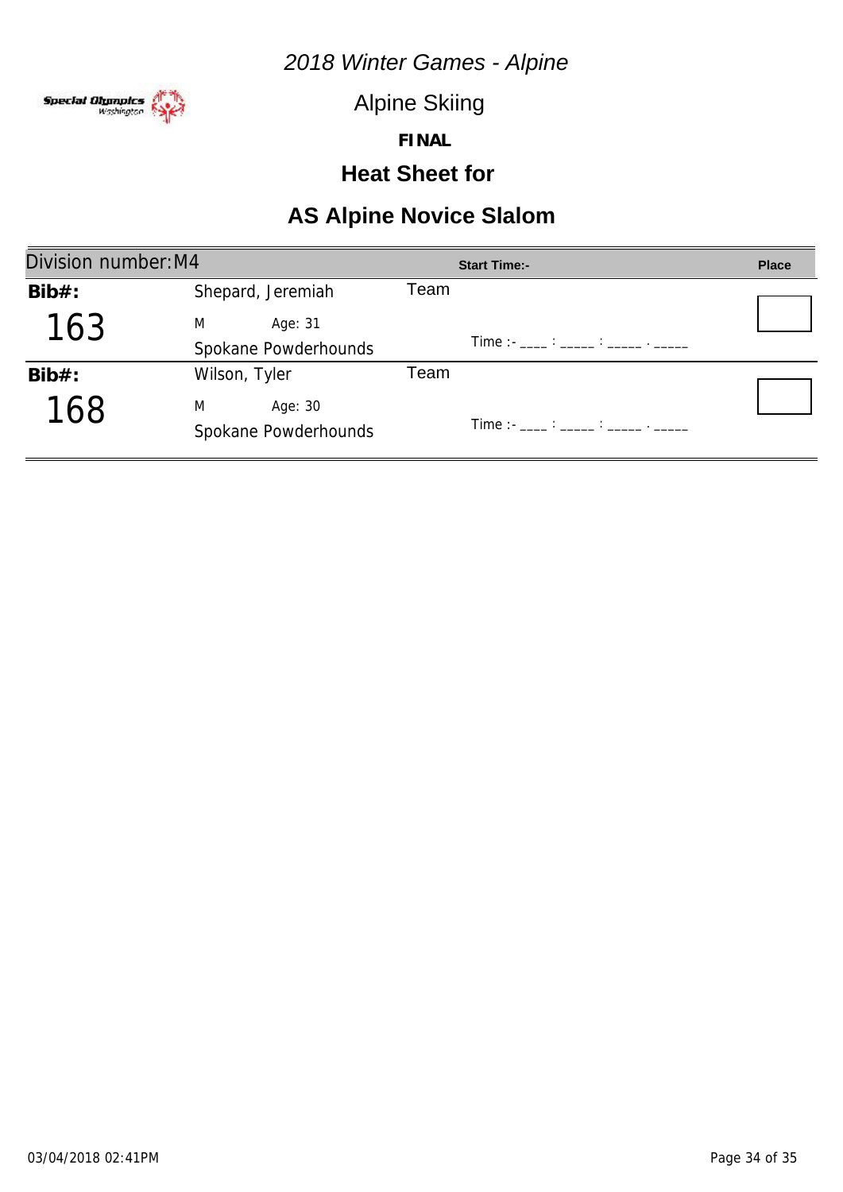*2018 Winter Games - Alpine*

Alpine Skiing

**FINAL**

## Heat Sheet for

# AS Alpine Novice Slalom

| Division number: M4 | | | Start Time:- | Place |
|---|---|---|---|---|
| **Bib#:** 163 | Shepard, Jeremiah<br>M Age: 31<br>Spokane Powderhounds | Team | Time :- ____ : _____ : _____ . _____ | |
| **Bib#:** 168 | Wilson, Tyler<br>M Age: 30<br>Spokane Powderhounds | Team | Time :- ____ : _____ : _____ . _____ | |

03/04/2018 02:41PM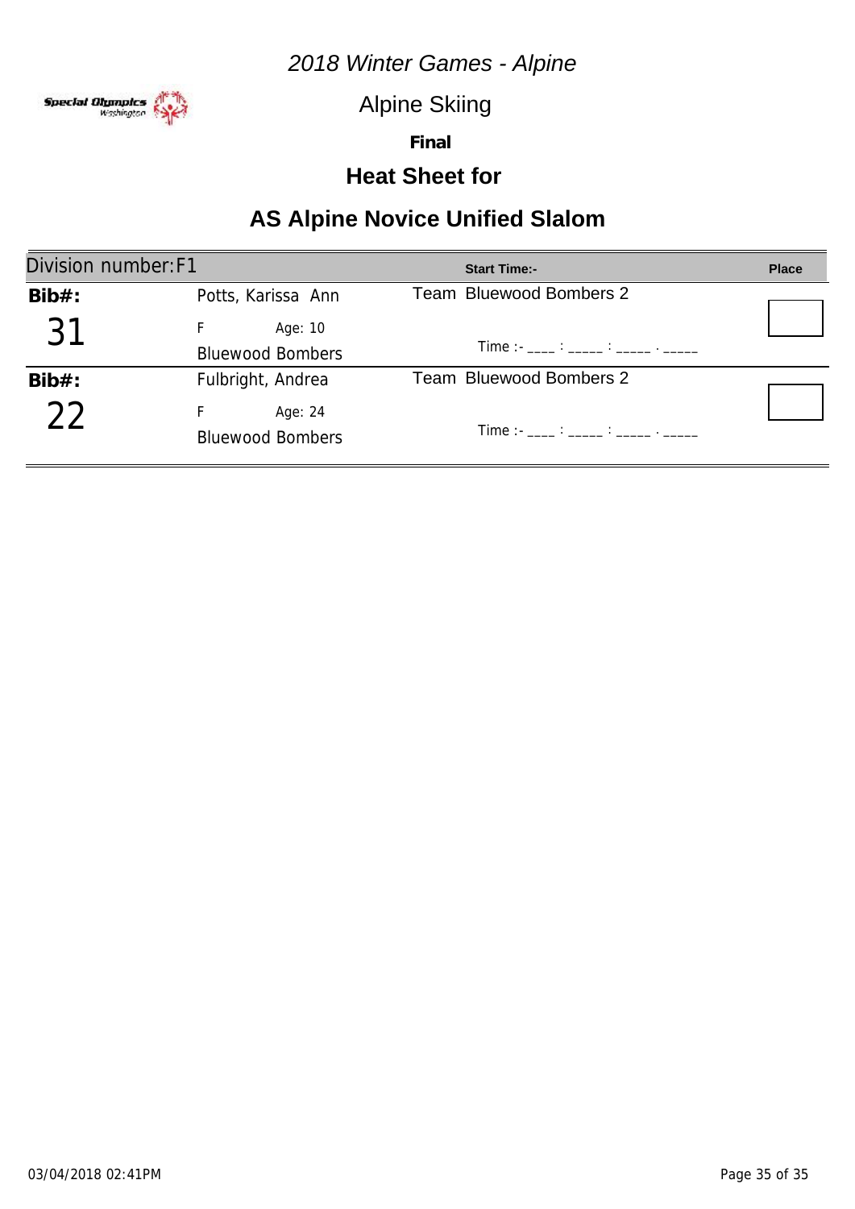*2018 Winter Games - Alpine*

Alpine Skiing

**Final**

## Heat Sheet for

# AS Alpine Novice Unified Slalom

| Division number: F1 | | Start Time:- | Place |
|---|---|---|---|
| **Bib#:** 31 | Potts, Karissa Ann<br>F Age: 10<br>Bluewood Bombers | Team Bluewood Bombers 2<br>Time :- \_\_\_\_ : \_\_\_\_\_ : \_\_\_\_\_ . \_\_\_\_\_ | |
| **Bib#:** 22 | Fulbright, Andrea<br>F Age: 24<br>Bluewood Bombers | Team Bluewood Bombers 2<br>Time :- \_\_\_\_ : \_\_\_\_\_ : \_\_\_\_\_ . \_\_\_\_\_ | |

03/04/2018 02:41PM